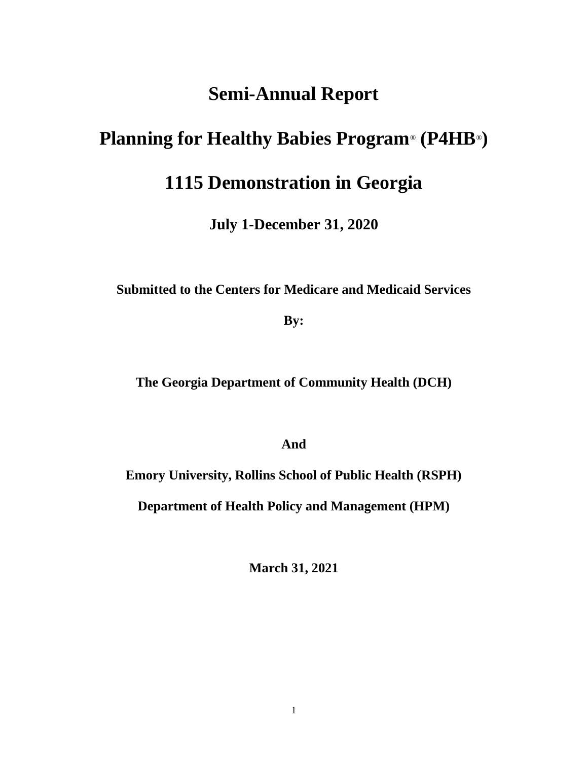# Semi-Annual Report

# Planning for Healthy Babies Program® (P4HB®)

# 1115 Demonstration in Georgia

**July 1-December 31, 2020**

**Submitted to the Centers for Medicare and Medicaid Services**

**By:**

**The Georgia Department of Community Health (DCH)**

**And**

**Emory University, Rollins School of Public Health (RSPH)**

**Department of Health Policy and Management (HPM)**

**March 31, 2021**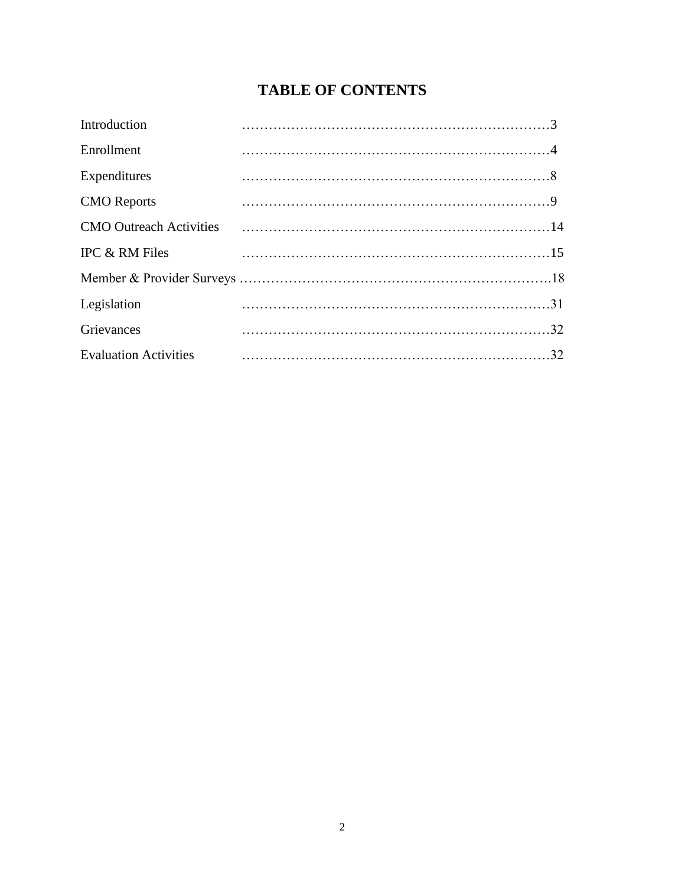# TABLE OF CONTENTS

| | |
|---|---|
| Introduction | 3 |
| Enrollment | 4 |
| Expenditures | 8 |
| CMO Reports | 9 |
| CMO Outreach Activities | 14 |
| IPC & RM Files | 15 |
| Member & Provider Surveys | 18 |
| Legislation | 31 |
| Grievances | 32 |
| Evaluation Activities | 32 |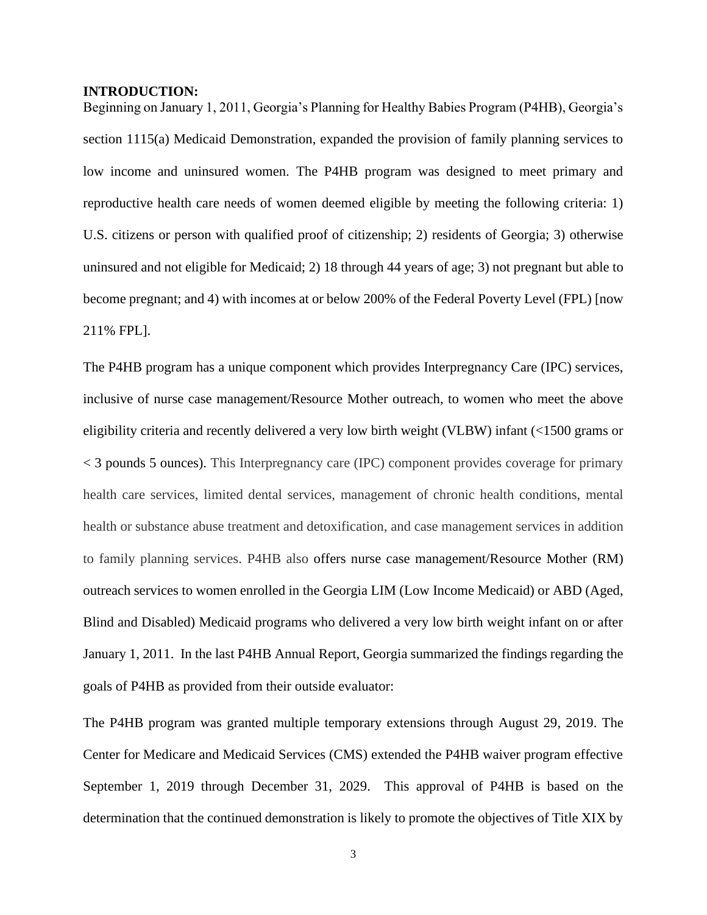**INTRODUCTION:**

Beginning on January 1, 2011, Georgia's Planning for Healthy Babies Program (P4HB), Georgia's section 1115(a) Medicaid Demonstration, expanded the provision of family planning services to low income and uninsured women. The P4HB program was designed to meet primary and reproductive health care needs of women deemed eligible by meeting the following criteria: 1) U.S. citizens or person with qualified proof of citizenship; 2) residents of Georgia; 3) otherwise uninsured and not eligible for Medicaid; 2) 18 through 44 years of age; 3) not pregnant but able to become pregnant; and 4) with incomes at or below 200% of the Federal Poverty Level (FPL) [now 211% FPL].

The P4HB program has a unique component which provides Interpregnancy Care (IPC) services, inclusive of nurse case management/Resource Mother outreach, to women who meet the above eligibility criteria and recently delivered a very low birth weight (VLBW) infant (<1500 grams or < 3 pounds 5 ounces). This Interpregnancy care (IPC) component provides coverage for primary health care services, limited dental services, management of chronic health conditions, mental health or substance abuse treatment and detoxification, and case management services in addition to family planning services. P4HB also offers nurse case management/Resource Mother (RM) outreach services to women enrolled in the Georgia LIM (Low Income Medicaid) or ABD (Aged, Blind and Disabled) Medicaid programs who delivered a very low birth weight infant on or after January 1, 2011. In the last P4HB Annual Report, Georgia summarized the findings regarding the goals of P4HB as provided from their outside evaluator:

The P4HB program was granted multiple temporary extensions through August 29, 2019. The Center for Medicare and Medicaid Services (CMS) extended the P4HB waiver program effective September 1, 2019 through December 31, 2029. This approval of P4HB is based on the determination that the continued demonstration is likely to promote the objectives of Title XIX by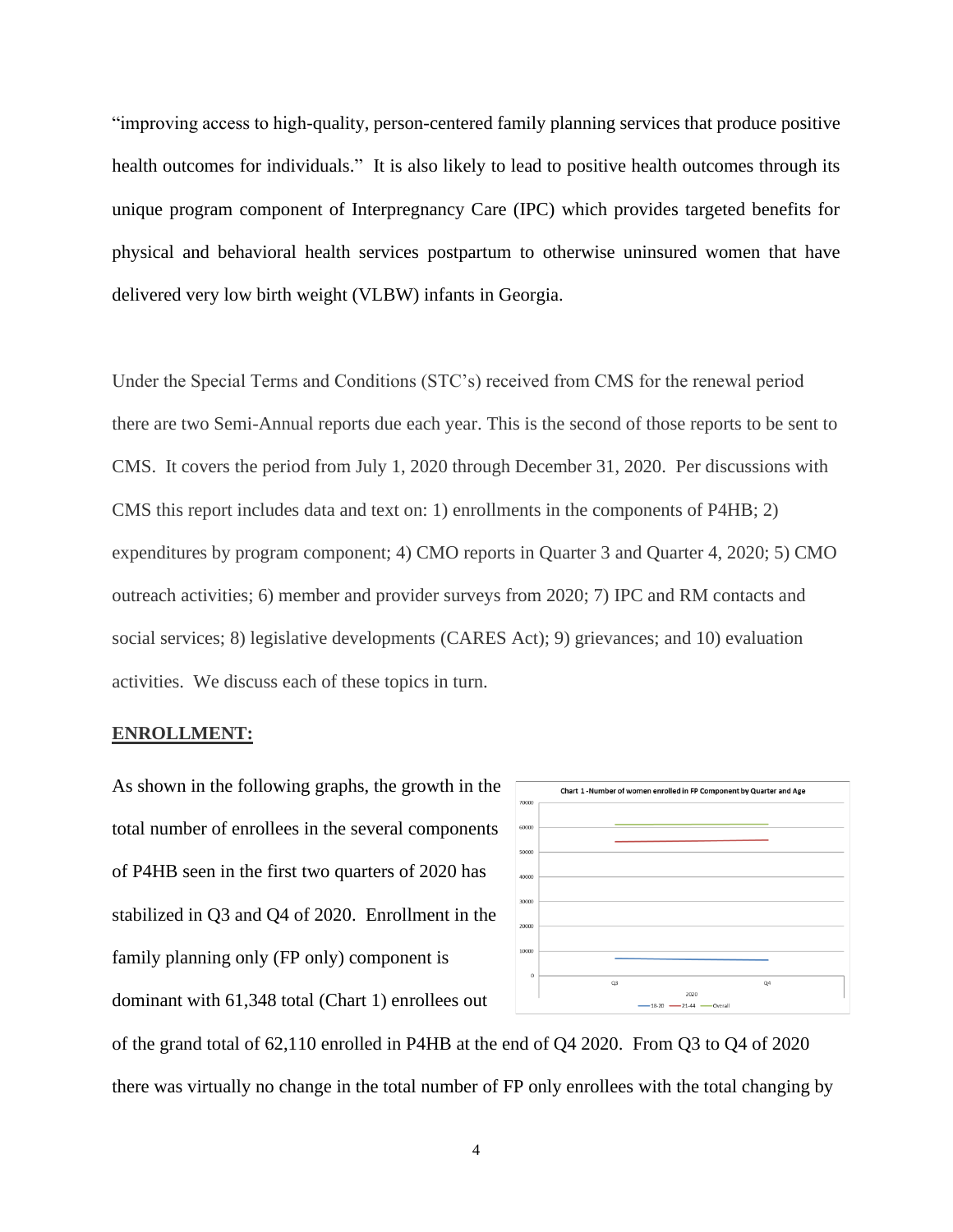"improving access to high-quality, person-centered family planning services that produce positive health outcomes for individuals." It is also likely to lead to positive health outcomes through its unique program component of Interpregnancy Care (IPC) which provides targeted benefits for physical and behavioral health services postpartum to otherwise uninsured women that have delivered very low birth weight (VLBW) infants in Georgia.

Under the Special Terms and Conditions (STC's) received from CMS for the renewal period there are two Semi-Annual reports due each year. This is the second of those reports to be sent to CMS. It covers the period from July 1, 2020 through December 31, 2020. Per discussions with CMS this report includes data and text on: 1) enrollments in the components of P4HB; 2) expenditures by program component; 4) CMO reports in Quarter 3 and Quarter 4, 2020; 5) CMO outreach activities; 6) member and provider surveys from 2020; 7) IPC and RM contacts and social services; 8) legislative developments (CARES Act); 9) grievances; and 10) evaluation activities. We discuss each of these topics in turn.

## ENROLLMENT:

As shown in the following graphs, the growth in the total number of enrollees in the several components of P4HB seen in the first two quarters of 2020 has stabilized in Q3 and Q4 of 2020. Enrollment in the family planning only (FP only) component is dominant with 61,348 total (Chart 1) enrollees out of the grand total of 62,110 enrolled in P4HB at the end of Q4 2020. From Q3 to Q4 of 2020 there was virtually no change in the total number of FP only enrollees with the total changing by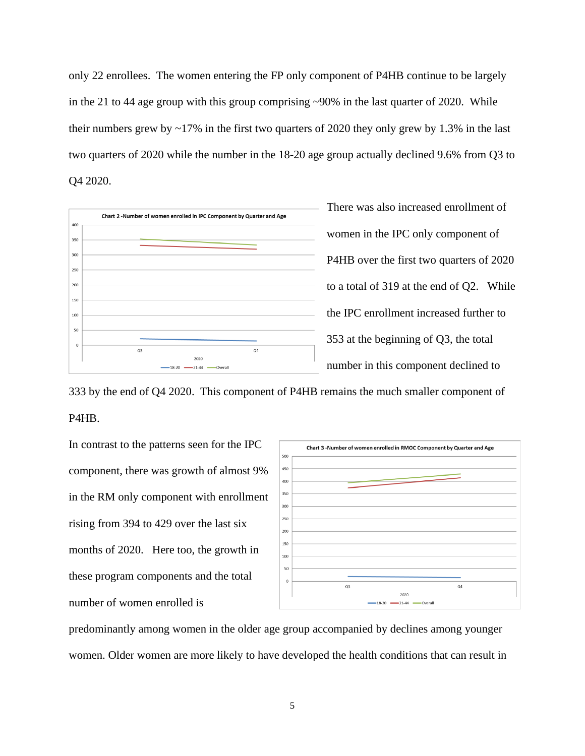only 22 enrollees. The women entering the FP only component of P4HB continue to be largely in the 21 to 44 age group with this group comprising ~90% in the last quarter of 2020. While their numbers grew by ~17% in the first two quarters of 2020 they only grew by 1.3% in the last two quarters of 2020 while the number in the 18-20 age group actually declined 9.6% from Q3 to Q4 2020.

Chart 2 -Number of women enrolled in IPC Component by Quarter and Age

There was also increased enrollment of women in the IPC only component of P4HB over the first two quarters of 2020 to a total of 319 at the end of Q2. While the IPC enrollment increased further to 353 at the beginning of Q3, the total number in this component declined to 333 by the end of Q4 2020. This component of P4HB remains the much smaller component of P4HB.

Chart 3 -Number of women enrolled in RMOC Component by Quarter and Age

In contrast to the patterns seen for the IPC component, there was growth of almost 9% in the RM only component with enrollment rising from 394 to 429 over the last six months of 2020. Here too, the growth in these program components and the total number of women enrolled is predominantly among women in the older age group accompanied by declines among younger women. Older women are more likely to have developed the health conditions that can result in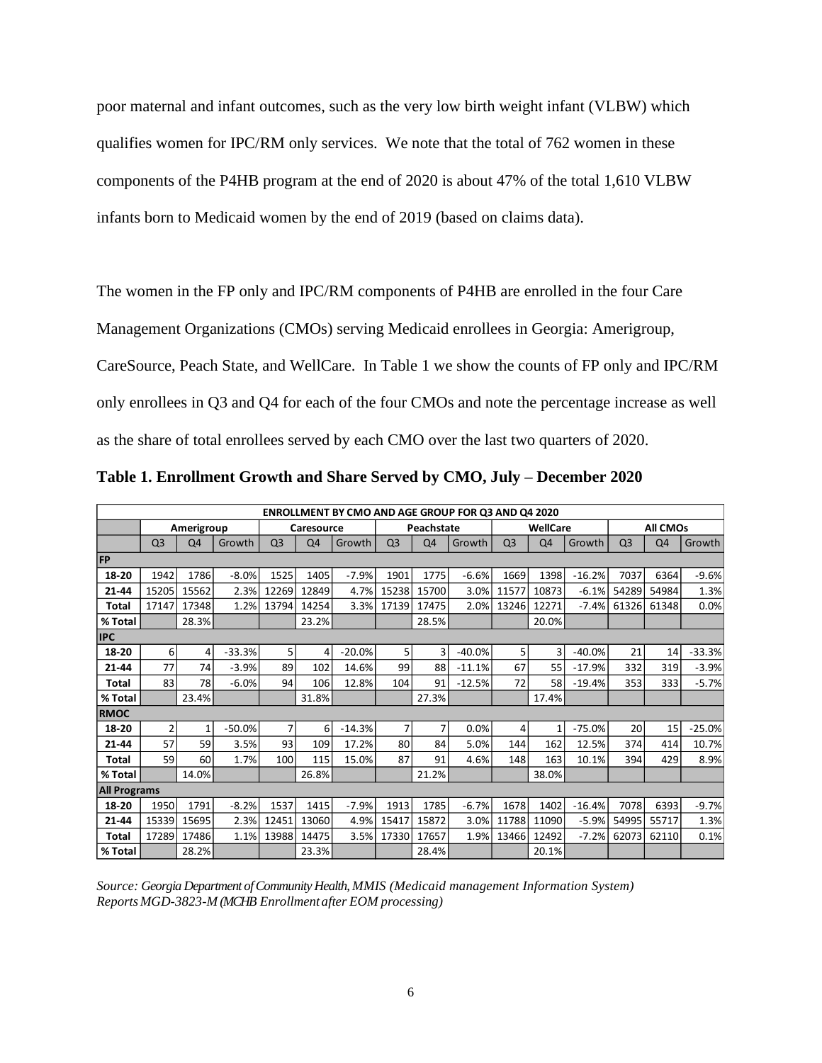poor maternal and infant outcomes, such as the very low birth weight infant (VLBW) which qualifies women for IPC/RM only services. We note that the total of 762 women in these components of the P4HB program at the end of 2020 is about 47% of the total 1,610 VLBW infants born to Medicaid women by the end of 2019 (based on claims data).

The women in the FP only and IPC/RM components of P4HB are enrolled in the four Care Management Organizations (CMOs) serving Medicaid enrollees in Georgia: Amerigroup, CareSource, Peach State, and WellCare. In Table 1 we show the counts of FP only and IPC/RM only enrollees in Q3 and Q4 for each of the four CMOs and note the percentage increase as well as the share of total enrollees served by each CMO over the last two quarters of 2020.

**Table 1. Enrollment Growth and Share Served by CMO, July – December 2020**

| ENROLLMENT BY CMO AND AGE GROUP FOR Q3 AND Q4 2020 | | | | | | | | | | | | | | | |
|---|---|---|---|---|---|---|---|---|---|---|---|---|---|---|---|
| | Amerigroup | | | Caresource | | | Peachstate | | | WellCare | | | All CMOs | | |
| | Q3 | Q4 | Growth | Q3 | Q4 | Growth | Q3 | Q4 | Growth | Q3 | Q4 | Growth | Q3 | Q4 | Growth |
| **FP** | | | | | | | | | | | | | | | |
| **18-20** | 1942 | 1786 | -8.0% | 1525 | 1405 | -7.9% | 1901 | 1775 | -6.6% | 1669 | 1398 | -16.2% | 7037 | 6364 | -9.6% |
| **21-44** | 15205 | 15562 | 2.3% | 12269 | 12849 | 4.7% | 15238 | 15700 | 3.0% | 11577 | 10873 | -6.1% | 54289 | 54984 | 1.3% |
| **Total** | 17147 | 17348 | 1.2% | 13794 | 14254 | 3.3% | 17139 | 17475 | 2.0% | 13246 | 12271 | -7.4% | 61326 | 61348 | 0.0% |
| **% Total** | | 28.3% | | | 23.2% | | | 28.5% | | | 20.0% | | | | |
| **IPC** | | | | | | | | | | | | | | | |
| **18-20** | 6 | 4 | -33.3% | 5 | 4 | -20.0% | 5 | 3 | -40.0% | 5 | 3 | -40.0% | 21 | 14 | -33.3% |
| **21-44** | 77 | 74 | -3.9% | 89 | 102 | 14.6% | 99 | 88 | -11.1% | 67 | 55 | -17.9% | 332 | 319 | -3.9% |
| **Total** | 83 | 78 | -6.0% | 94 | 106 | 12.8% | 104 | 91 | -12.5% | 72 | 58 | -19.4% | 353 | 333 | -5.7% |
| **% Total** | | 23.4% | | | 31.8% | | | 27.3% | | | 17.4% | | | | |
| **RMOC** | | | | | | | | | | | | | | | |
| **18-20** | 2 | 1 | -50.0% | 7 | 6 | -14.3% | 7 | 7 | 0.0% | 4 | 1 | -75.0% | 20 | 15 | -25.0% |
| **21-44** | 57 | 59 | 3.5% | 93 | 109 | 17.2% | 80 | 84 | 5.0% | 144 | 162 | 12.5% | 374 | 414 | 10.7% |
| **Total** | 59 | 60 | 1.7% | 100 | 115 | 15.0% | 87 | 91 | 4.6% | 148 | 163 | 10.1% | 394 | 429 | 8.9% |
| **% Total** | | 14.0% | | | 26.8% | | | 21.2% | | | 38.0% | | | | |
| **All Programs** | | | | | | | | | | | | | | | |
| **18-20** | 1950 | 1791 | -8.2% | 1537 | 1415 | -7.9% | 1913 | 1785 | -6.7% | 1678 | 1402 | -16.4% | 7078 | 6393 | -9.7% |
| **21-44** | 15339 | 15695 | 2.3% | 12451 | 13060 | 4.9% | 15417 | 15872 | 3.0% | 11788 | 11090 | -5.9% | 54995 | 55717 | 1.3% |
| **Total** | 17289 | 17486 | 1.1% | 13988 | 14475 | 3.5% | 17330 | 17657 | 1.9% | 13466 | 12492 | -7.2% | 62073 | 62110 | 0.1% |
| **% Total** | | 28.2% | | | 23.3% | | | 28.4% | | | 20.1% | | | | |

*Source: Georgia Department of Community Health, MMIS (Medicaid management Information System) Reports MGD-3823-M (MCHB Enrollment after EOM processing)*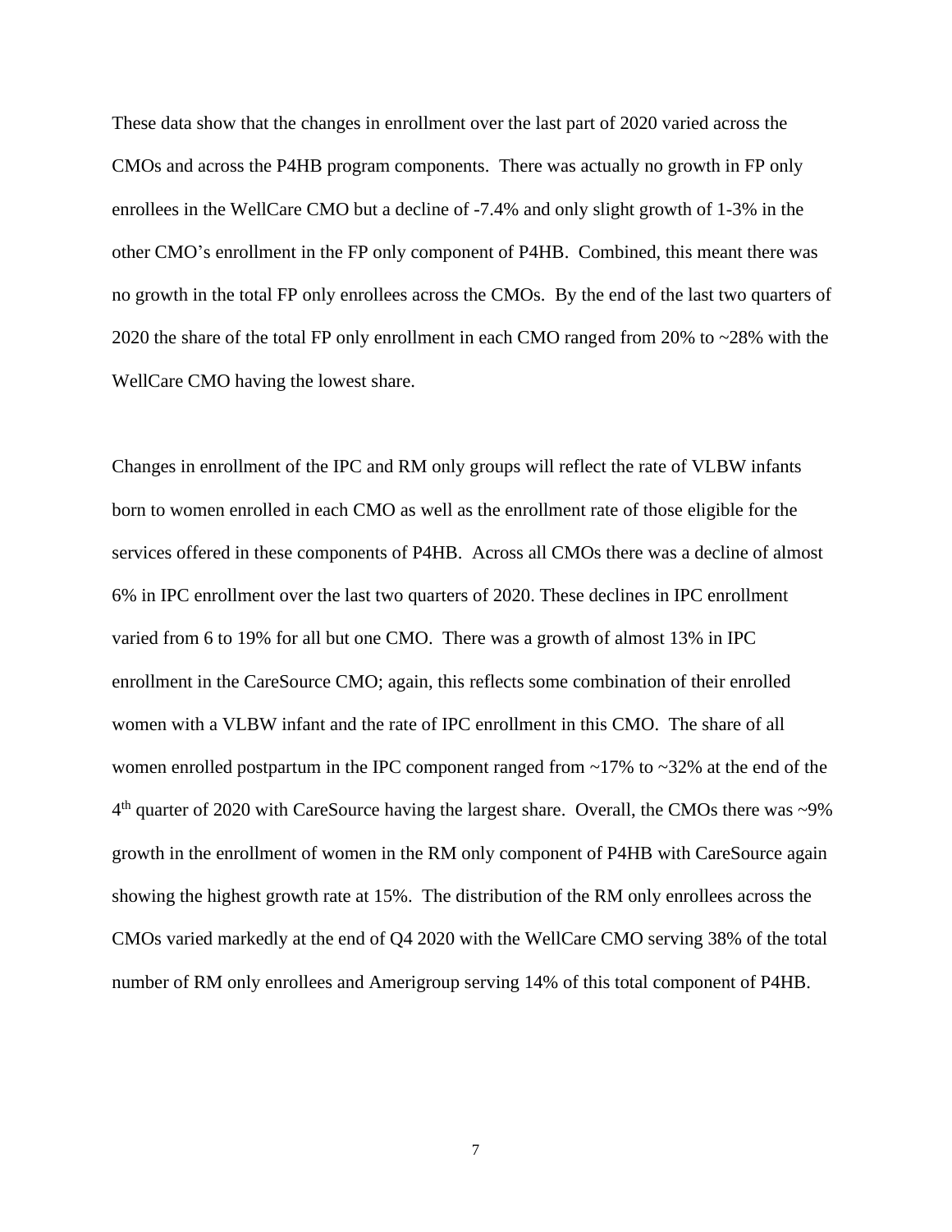These data show that the changes in enrollment over the last part of 2020 varied across the CMOs and across the P4HB program components. There was actually no growth in FP only enrollees in the WellCare CMO but a decline of -7.4% and only slight growth of 1-3% in the other CMO's enrollment in the FP only component of P4HB. Combined, this meant there was no growth in the total FP only enrollees across the CMOs. By the end of the last two quarters of 2020 the share of the total FP only enrollment in each CMO ranged from 20% to ~28% with the WellCare CMO having the lowest share.

Changes in enrollment of the IPC and RM only groups will reflect the rate of VLBW infants born to women enrolled in each CMO as well as the enrollment rate of those eligible for the services offered in these components of P4HB. Across all CMOs there was a decline of almost 6% in IPC enrollment over the last two quarters of 2020. These declines in IPC enrollment varied from 6 to 19% for all but one CMO. There was a growth of almost 13% in IPC enrollment in the CareSource CMO; again, this reflects some combination of their enrolled women with a VLBW infant and the rate of IPC enrollment in this CMO. The share of all women enrolled postpartum in the IPC component ranged from ~17% to ~32% at the end of the 4th quarter of 2020 with CareSource having the largest share. Overall, the CMOs there was ~9% growth in the enrollment of women in the RM only component of P4HB with CareSource again showing the highest growth rate at 15%. The distribution of the RM only enrollees across the CMOs varied markedly at the end of Q4 2020 with the WellCare CMO serving 38% of the total number of RM only enrollees and Amerigroup serving 14% of this total component of P4HB.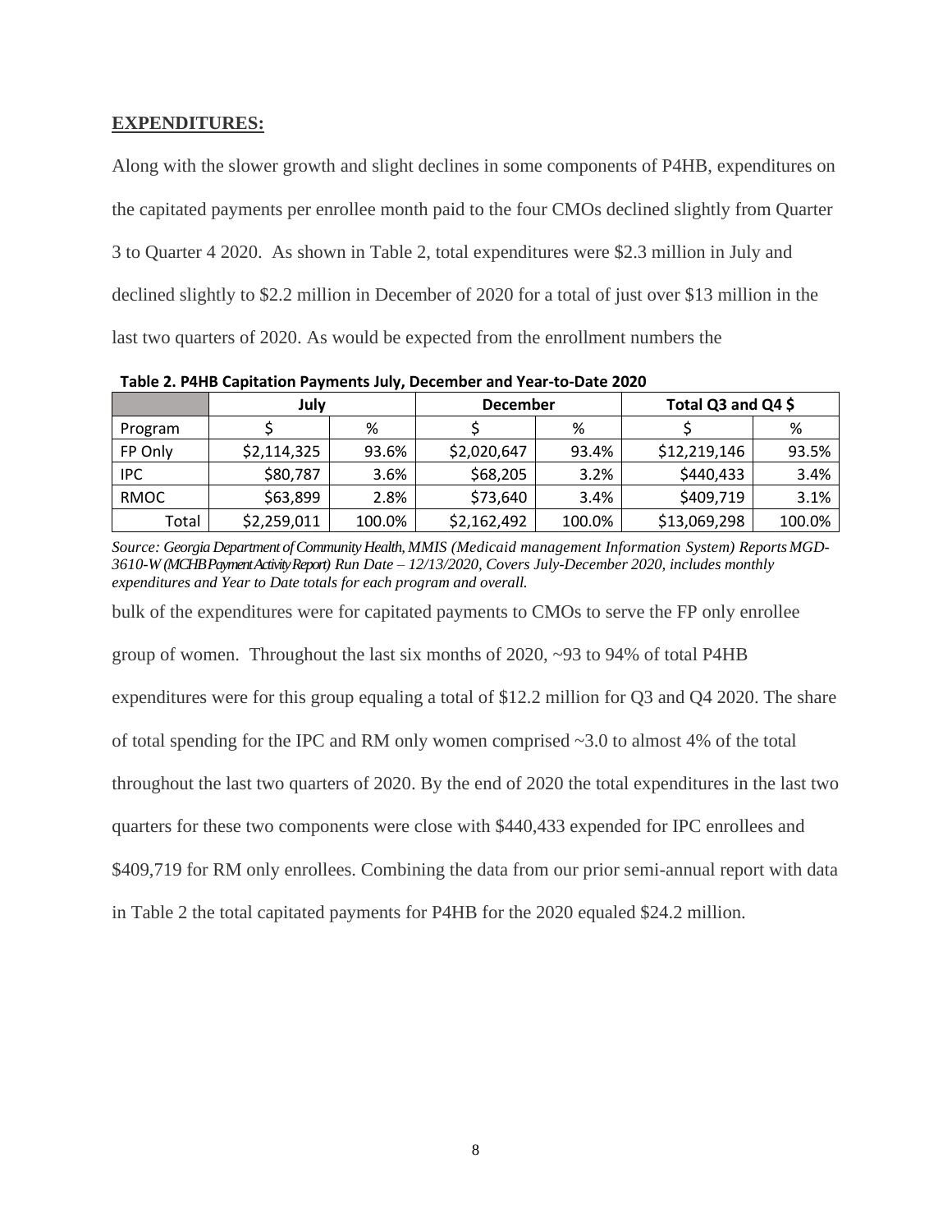**EXPENDITURES:**

Along with the slower growth and slight declines in some components of P4HB, expenditures on the capitated payments per enrollee month paid to the four CMOs declined slightly from Quarter 3 to Quarter 4 2020. As shown in Table 2, total expenditures were $2.3 million in July and declined slightly to $2.2 million in December of 2020 for a total of just over $13 million in the last two quarters of 2020. As would be expected from the enrollment numbers the bulk of the expenditures were for capitated payments to CMOs to serve the FP only enrollee group of women. Throughout the last six months of 2020, ~93 to 94% of total P4HB expenditures were for this group equaling a total of $12.2 million for Q3 and Q4 2020. The share of total spending for the IPC and RM only women comprised ~3.0 to almost 4% of the total throughout the last two quarters of 2020. By the end of 2020 the total expenditures in the last two quarters for these two components were close with $440,433 expended for IPC enrollees and $409,719 for RM only enrollees. Combining the data from our prior semi-annual report with data in Table 2 the total capitated payments for P4HB for the 2020 equaled $24.2 million.

**Table 2. P4HB Capitation Payments July, December and Year-to-Date 2020**

| | July | | December | | Total Q3 and Q4 $ | |
|---|---|---|---|---|---|---|
| Program | $ | % | $ | % | $ | % |
| FP Only | $2,114,325 | 93.6% | $2,020,647 | 93.4% | $12,219,146 | 93.5% |
| IPC | $80,787 | 3.6% | $68,205 | 3.2% | $440,433 | 3.4% |
| RMOC | $63,899 | 2.8% | $73,640 | 3.4% | $409,719 | 3.1% |
| Total | $2,259,011 | 100.0% | $2,162,492 | 100.0% | $13,069,298 | 100.0% |

*Source: Georgia Department of Community Health, MMIS (Medicaid management Information System) Reports MGD-3610-W (MCHB Payment Activity Report) Run Date – 12/13/2020, Covers July-December 2020, includes monthly expenditures and Year to Date totals for each program and overall.*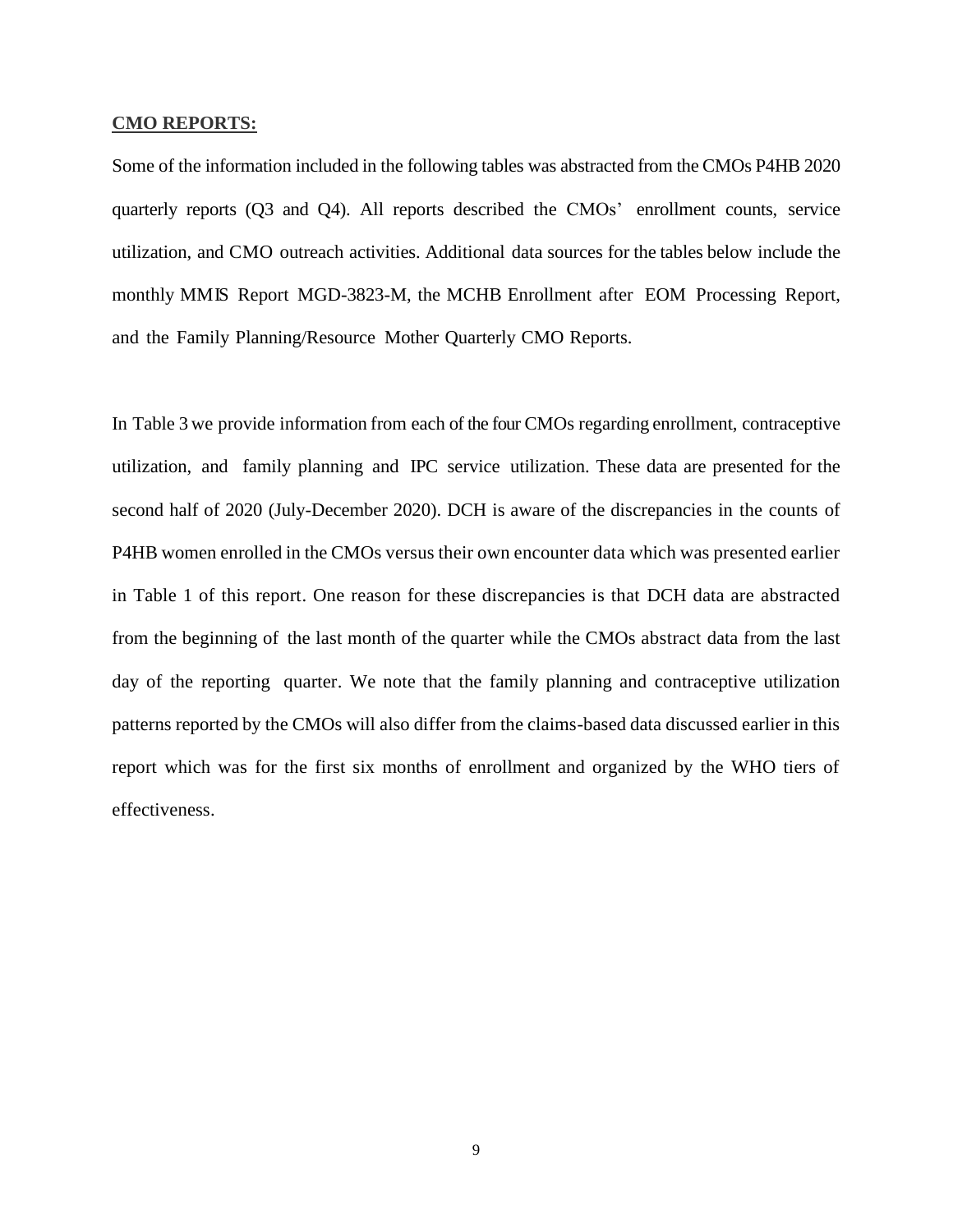**<u>CMO REPORTS:</u>**

Some of the information included in the following tables was abstracted from the CMOs P4HB 2020 quarterly reports (Q3 and Q4). All reports described the CMOs' enrollment counts, service utilization, and CMO outreach activities. Additional data sources for the tables below include the monthly MMIS Report MGD-3823-M, the MCHB Enrollment after EOM Processing Report, and the Family Planning/Resource Mother Quarterly CMO Reports.

In Table 3 we provide information from each of the four CMOs regarding enrollment, contraceptive utilization, and family planning and IPC service utilization. These data are presented for the second half of 2020 (July-December 2020). DCH is aware of the discrepancies in the counts of P4HB women enrolled in the CMOs versus their own encounter data which was presented earlier in Table 1 of this report. One reason for these discrepancies is that DCH data are abstracted from the beginning of the last month of the quarter while the CMOs abstract data from the last day of the reporting quarter. We note that the family planning and contraceptive utilization patterns reported by the CMOs will also differ from the claims-based data discussed earlier in this report which was for the first six months of enrollment and organized by the WHO tiers of effectiveness.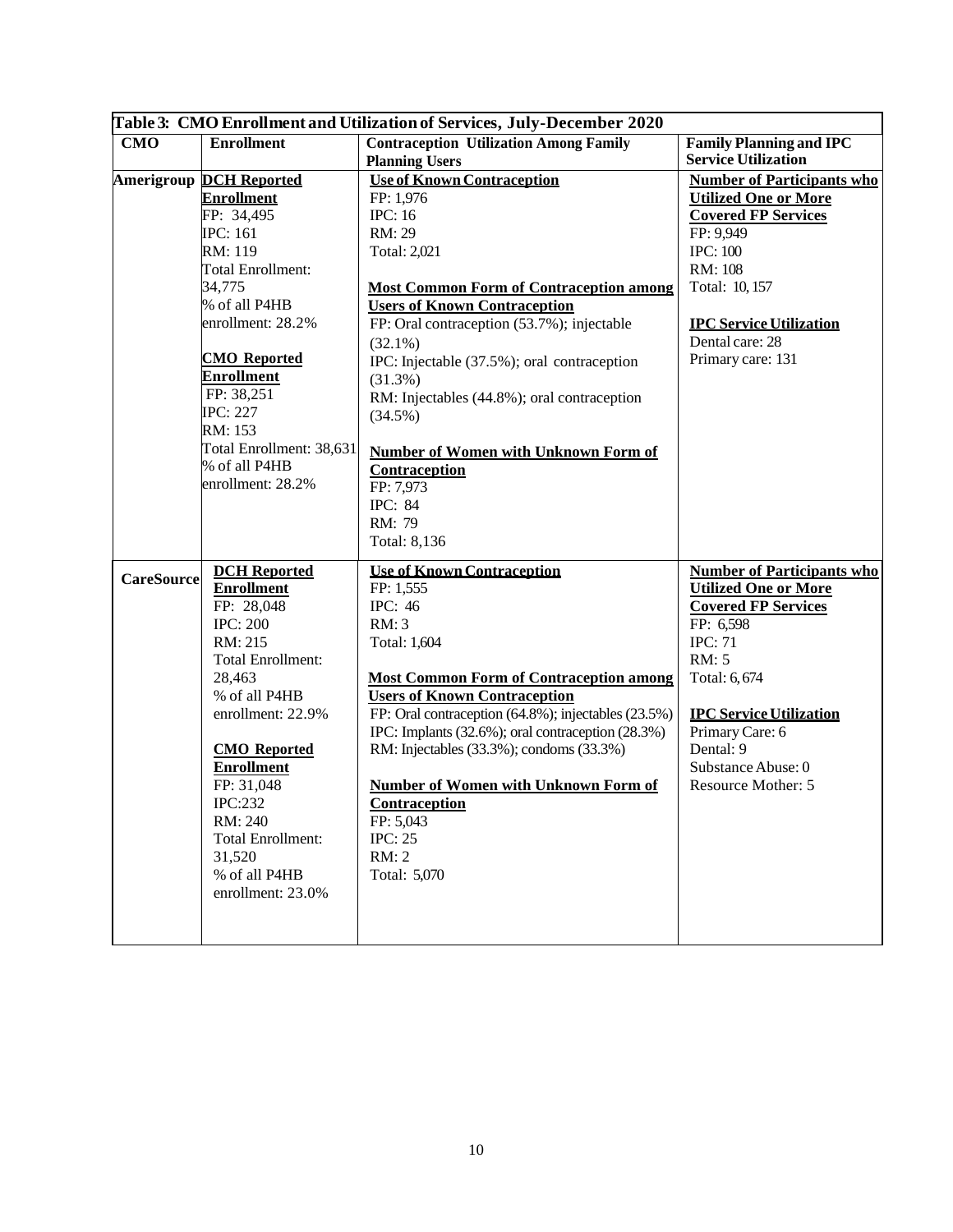**Table 3: CMO Enrollment and Utilization of Services, July-December 2020**

| CMO | Enrollment | Contraception Utilization Among Family Planning Users | Family Planning and IPC Service Utilization |
|---|---|---|---|
| Amerigroup | **DCH Reported Enrollment**<br>FP: 34,495<br>IPC: 161<br>RM: 119<br>Total Enrollment: 34,775<br>% of all P4HB enrollment: 28.2%<br><br>**CMO Reported Enrollment**<br>FP: 38,251<br>IPC: 227<br>RM: 153<br>Total Enrollment: 38,631<br>% of all P4HB enrollment: 28.2% | **Use of Known Contraception**<br>FP: 1,976<br>IPC: 16<br>RM: 29<br>Total: 2,021<br><br>**Most Common Form of Contraception among Users of Known Contraception**<br>FP: Oral contraception (53.7%); injectable (32.1%)<br>IPC: Injectable (37.5%); oral contraception (31.3%)<br>RM: Injectables (44.8%); oral contraception (34.5%)<br><br>**Number of Women with Unknown Form of Contraception**<br>FP: 7,973<br>IPC: 84<br>RM: 79<br>Total: 8,136 | **Number of Participants who Utilized One or More Covered FP Services**<br>FP: 9,949<br>IPC: 100<br>RM: 108<br>Total: 10,157<br><br>**IPC Service Utilization**<br>Dental care: 28<br>Primary care: 131 |
| CareSource | **DCH Reported Enrollment**<br>FP: 28,048<br>IPC: 200<br>RM: 215<br>Total Enrollment: 28,463<br>% of all P4HB enrollment: 22.9%<br><br>**CMO Reported Enrollment**<br>FP: 31,048<br>IPC:232<br>RM: 240<br>Total Enrollment: 31,520<br>% of all P4HB enrollment: 23.0% | **Use of Known Contraception**<br>FP: 1,555<br>IPC: 46<br>RM: 3<br>Total: 1,604<br><br>**Most Common Form of Contraception among Users of Known Contraception**<br>FP: Oral contraception (64.8%); injectables (23.5%)<br>IPC: Implants (32.6%); oral contraception (28.3%)<br>RM: Injectables (33.3%); condoms (33.3%)<br><br>**Number of Women with Unknown Form of Contraception**<br>FP: 5,043<br>IPC: 25<br>RM: 2<br>Total: 5,070 | **Number of Participants who Utilized One or More Covered FP Services**<br>FP: 6,598<br>IPC: 71<br>RM: 5<br>Total: 6,674<br><br>**IPC Service Utilization**<br>Primary Care: 6<br>Dental: 9<br>Substance Abuse: 0<br>Resource Mother: 5 |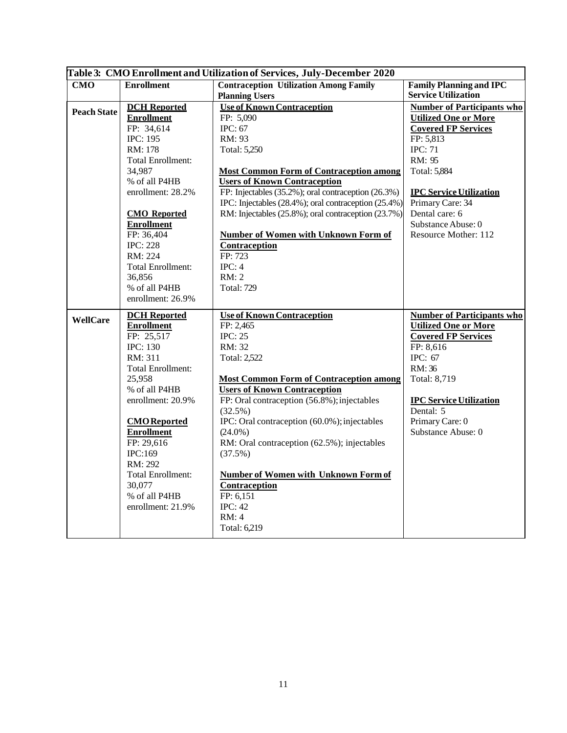**Table 3: CMO Enrollment and Utilization of Services, July-December 2020**

| CMO | Enrollment | Contraception Utilization Among Family Planning Users | Family Planning and IPC Service Utilization |
|---|---|---|---|
| **Peach State** | **DCH Reported Enrollment**<br>FP: 34,614<br>IPC: 195<br>RM: 178<br>Total Enrollment: 34,987<br>% of all P4HB enrollment: 28.2%<br><br>**CMO Reported Enrollment**<br>FP: 36,404<br>IPC: 228<br>RM: 224<br>Total Enrollment: 36,856<br>% of all P4HB enrollment: 26.9% | **Use of Known Contraception**<br>FP: 5,090<br>IPC: 67<br>RM: 93<br>Total: 5,250<br><br>**Most Common Form of Contraception among Users of Known Contraception**<br>FP: Injectables (35.2%); oral contraception (26.3%)<br>IPC: Injectables (28.4%); oral contraception (25.4%)<br>RM: Injectables (25.8%); oral contraception (23.7%)<br><br>**Number of Women with Unknown Form of Contraception**<br>FP: 723<br>IPC: 4<br>RM: 2<br>Total: 729 | **Number of Participants who Utilized One or More Covered FP Services**<br>FP: 5,813<br>IPC: 71<br>RM: 95<br>Total: 5,884<br><br>**IPC Service Utilization**<br>Primary Care: 34<br>Dental care: 6<br>Substance Abuse: 0<br>Resource Mother: 112 |
| **WellCare** | **DCH Reported Enrollment**<br>FP: 25,517<br>IPC: 130<br>RM: 311<br>Total Enrollment: 25,958<br>% of all P4HB enrollment: 20.9%<br><br>**CMO Reported Enrollment**<br>FP: 29,616<br>IPC:169<br>RM: 292<br>Total Enrollment: 30,077<br>% of all P4HB enrollment: 21.9% | **Use of Known Contraception**<br>FP: 2,465<br>IPC: 25<br>RM: 32<br>Total: 2,522<br><br>**Most Common Form of Contraception among Users of Known Contraception**<br>FP: Oral contraception (56.8%); injectables (32.5%)<br>IPC: Oral contraception (60.0%); injectables (24.0%)<br>RM: Oral contraception (62.5%); injectables (37.5%)<br><br>**Number of Women with Unknown Form of Contraception**<br>FP: 6,151<br>IPC: 42<br>RM: 4<br>Total: 6,219 | **Number of Participants who Utilized One or More Covered FP Services**<br>FP: 8,616<br>IPC: 67<br>RM: 36<br>Total: 8,719<br><br>**IPC Service Utilization**<br>Dental: 5<br>Primary Care: 0<br>Substance Abuse: 0 |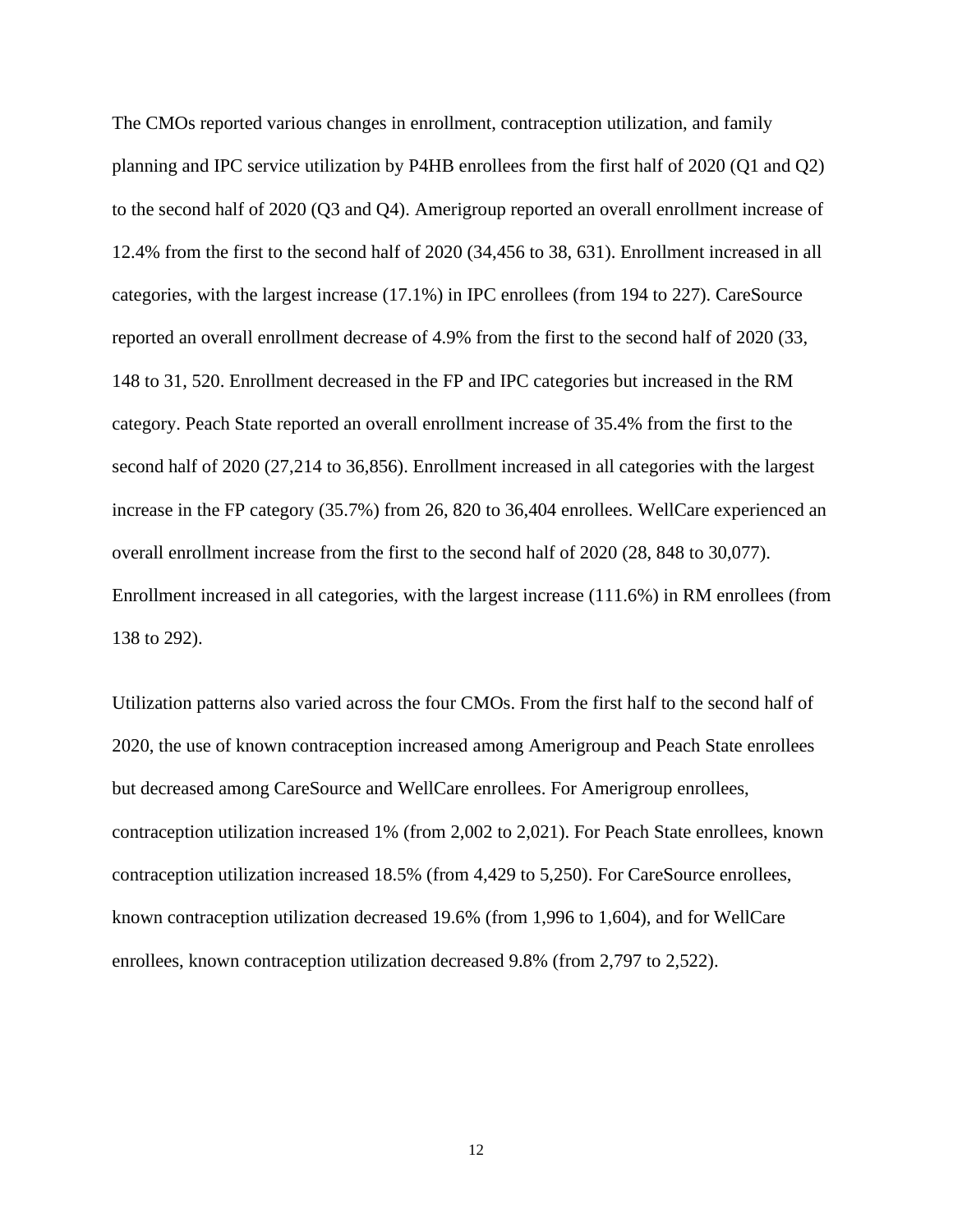The CMOs reported various changes in enrollment, contraception utilization, and family planning and IPC service utilization by P4HB enrollees from the first half of 2020 (Q1 and Q2) to the second half of 2020 (Q3 and Q4). Amerigroup reported an overall enrollment increase of 12.4% from the first to the second half of 2020 (34,456 to 38, 631). Enrollment increased in all categories, with the largest increase (17.1%) in IPC enrollees (from 194 to 227). CareSource reported an overall enrollment decrease of 4.9% from the first to the second half of 2020 (33, 148 to 31, 520. Enrollment decreased in the FP and IPC categories but increased in the RM category. Peach State reported an overall enrollment increase of 35.4% from the first to the second half of 2020 (27,214 to 36,856). Enrollment increased in all categories with the largest increase in the FP category (35.7%) from 26, 820 to 36,404 enrollees. WellCare experienced an overall enrollment increase from the first to the second half of 2020 (28, 848 to 30,077). Enrollment increased in all categories, with the largest increase (111.6%) in RM enrollees (from 138 to 292).

Utilization patterns also varied across the four CMOs. From the first half to the second half of 2020, the use of known contraception increased among Amerigroup and Peach State enrollees but decreased among CareSource and WellCare enrollees. For Amerigroup enrollees, contraception utilization increased 1% (from 2,002 to 2,021). For Peach State enrollees, known contraception utilization increased 18.5% (from 4,429 to 5,250). For CareSource enrollees, known contraception utilization decreased 19.6% (from 1,996 to 1,604), and for WellCare enrollees, known contraception utilization decreased 9.8% (from 2,797 to 2,522).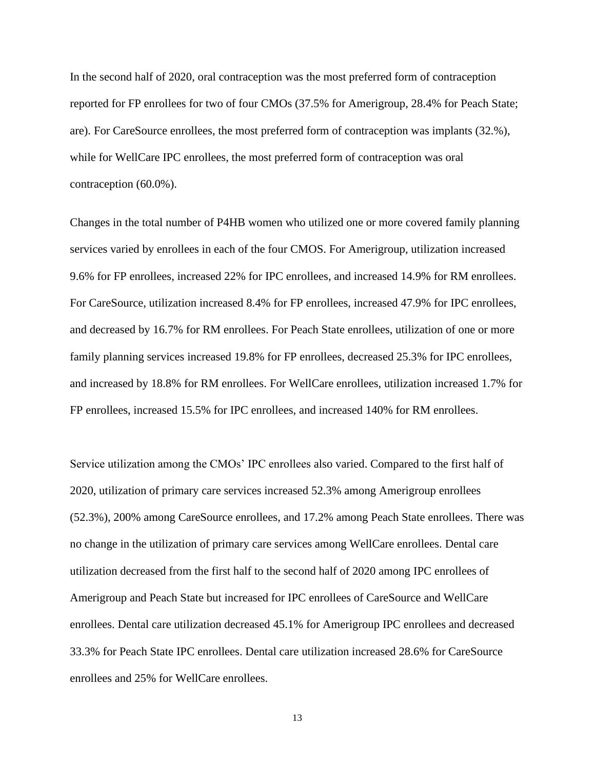In the second half of 2020, oral contraception was the most preferred form of contraception reported for FP enrollees for two of four CMOs (37.5% for Amerigroup, 28.4% for Peach State; are). For CareSource enrollees, the most preferred form of contraception was implants (32.%), while for WellCare IPC enrollees, the most preferred form of contraception was oral contraception (60.0%).

Changes in the total number of P4HB women who utilized one or more covered family planning services varied by enrollees in each of the four CMOS. For Amerigroup, utilization increased 9.6% for FP enrollees, increased 22% for IPC enrollees, and increased 14.9% for RM enrollees. For CareSource, utilization increased 8.4% for FP enrollees, increased 47.9% for IPC enrollees, and decreased by 16.7% for RM enrollees. For Peach State enrollees, utilization of one or more family planning services increased 19.8% for FP enrollees, decreased 25.3% for IPC enrollees, and increased by 18.8% for RM enrollees. For WellCare enrollees, utilization increased 1.7% for FP enrollees, increased 15.5% for IPC enrollees, and increased 140% for RM enrollees.

Service utilization among the CMOs' IPC enrollees also varied. Compared to the first half of 2020, utilization of primary care services increased 52.3% among Amerigroup enrollees (52.3%), 200% among CareSource enrollees, and 17.2% among Peach State enrollees. There was no change in the utilization of primary care services among WellCare enrollees. Dental care utilization decreased from the first half to the second half of 2020 among IPC enrollees of Amerigroup and Peach State but increased for IPC enrollees of CareSource and WellCare enrollees. Dental care utilization decreased 45.1% for Amerigroup IPC enrollees and decreased 33.3% for Peach State IPC enrollees. Dental care utilization increased 28.6% for CareSource enrollees and 25% for WellCare enrollees.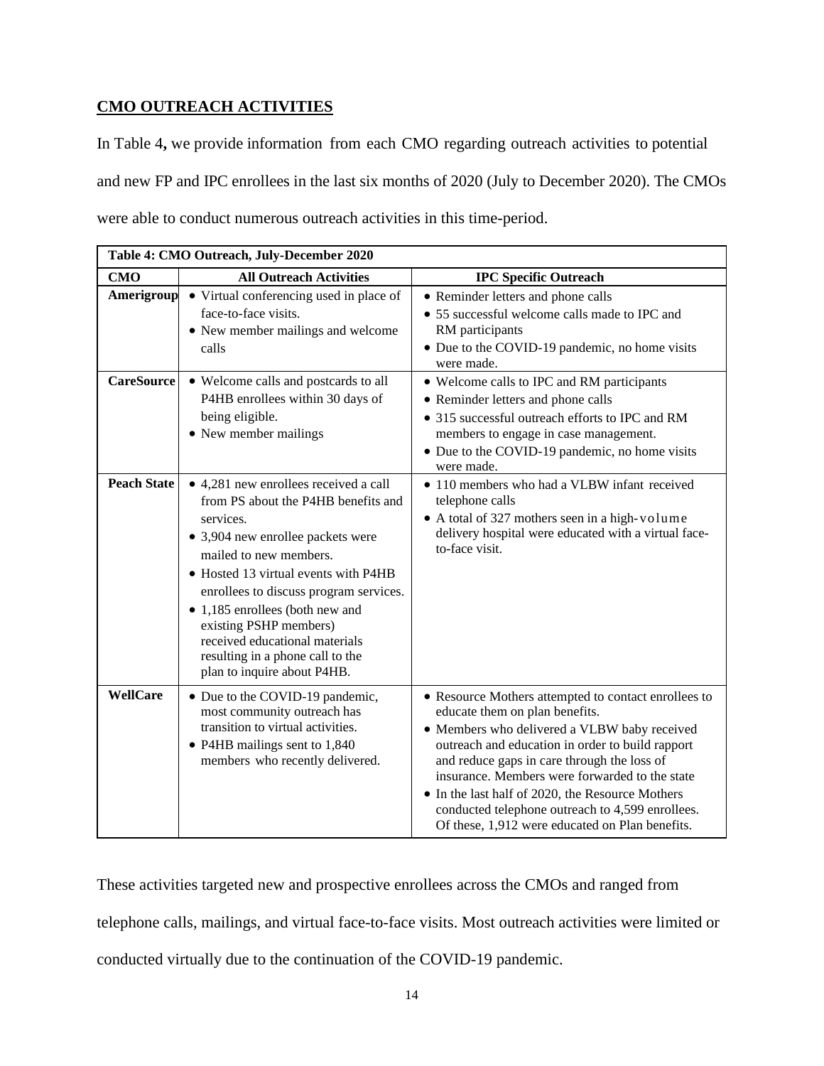## CMO OUTREACH ACTIVITIES

In Table 4, we provide information from each CMO regarding outreach activities to potential and new FP and IPC enrollees in the last six months of 2020 (July to December 2020). The CMOs were able to conduct numerous outreach activities in this time-period.

| Table 4: CMO Outreach, July-December 2020 | | |
|---|---|---|
| **CMO** | **All Outreach Activities** | **IPC Specific Outreach** |
| **Amerigroup** | • Virtual conferencing used in place of face-to-face visits.<br>• New member mailings and welcome calls | • Reminder letters and phone calls<br>• 55 successful welcome calls made to IPC and RM participants<br>• Due to the COVID-19 pandemic, no home visits were made. |
| **CareSource** | • Welcome calls and postcards to all P4HB enrollees within 30 days of being eligible.<br>• New member mailings | • Welcome calls to IPC and RM participants<br>• Reminder letters and phone calls<br>• 315 successful outreach efforts to IPC and RM members to engage in case management.<br>• Due to the COVID-19 pandemic, no home visits were made. |
| **Peach State** | • 4,281 new enrollees received a call from PS about the P4HB benefits and services.<br>• 3,904 new enrollee packets were mailed to new members.<br>• Hosted 13 virtual events with P4HB enrollees to discuss program services.<br>• 1,185 enrollees (both new and existing PSHP members) received educational materials resulting in a phone call to the plan to inquire about P4HB. | • 110 members who had a VLBW infant received telephone calls<br>• A total of 327 mothers seen in a high-volume delivery hospital were educated with a virtual face-to-face visit. |
| **WellCare** | • Due to the COVID-19 pandemic, most community outreach has transition to virtual activities.<br>• P4HB mailings sent to 1,840 members who recently delivered. | • Resource Mothers attempted to contact enrollees to educate them on plan benefits.<br>• Members who delivered a VLBW baby received outreach and education in order to build rapport and reduce gaps in care through the loss of insurance. Members were forwarded to the state<br>• In the last half of 2020, the Resource Mothers conducted telephone outreach to 4,599 enrollees. Of these, 1,912 were educated on Plan benefits. |

These activities targeted new and prospective enrollees across the CMOs and ranged from telephone calls, mailings, and virtual face-to-face visits. Most outreach activities were limited or conducted virtually due to the continuation of the COVID-19 pandemic.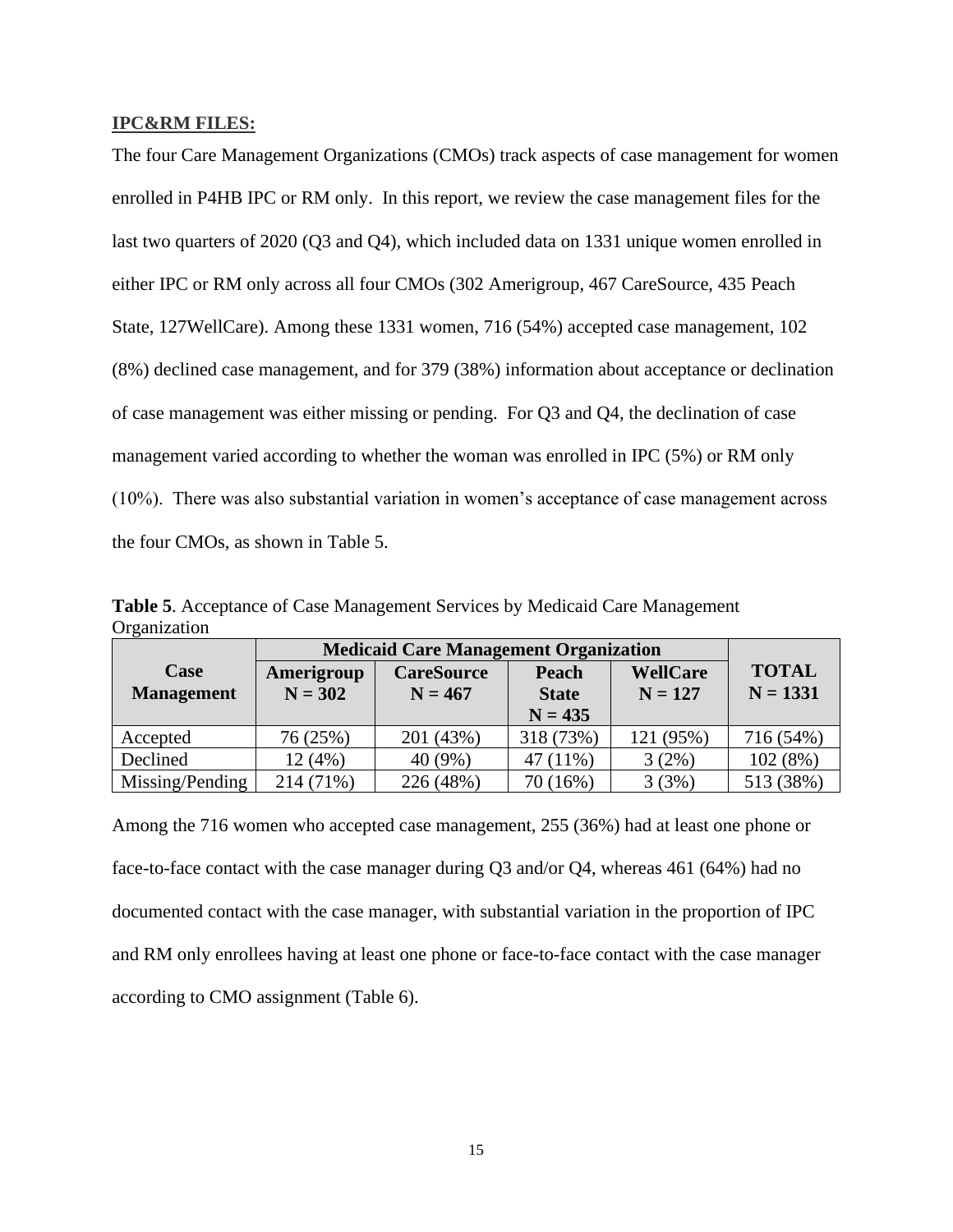**IPC&RM FILES:**

The four Care Management Organizations (CMOs) track aspects of case management for women enrolled in P4HB IPC or RM only. In this report, we review the case management files for the last two quarters of 2020 (Q3 and Q4), which included data on 1331 unique women enrolled in either IPC or RM only across all four CMOs (302 Amerigroup, 467 CareSource, 435 Peach State, 127WellCare). Among these 1331 women, 716 (54%) accepted case management, 102 (8%) declined case management, and for 379 (38%) information about acceptance or declination of case management was either missing or pending. For Q3 and Q4, the declination of case management varied according to whether the woman was enrolled in IPC (5%) or RM only (10%). There was also substantial variation in women's acceptance of case management across the four CMOs, as shown in Table 5.

**Table 5**. Acceptance of Case Management Services by Medicaid Care Management Organization

| Case Management | Medicaid Care Management Organization | | | | TOTAL N = 1331 |
|---|---|---|---|---|---|
| | Amerigroup N = 302 | CareSource N = 467 | Peach State N = 435 | WellCare N = 127 | |
| Accepted | 76 (25%) | 201 (43%) | 318 (73%) | 121 (95%) | 716 (54%) |
| Declined | 12 (4%) | 40 (9%) | 47 (11%) | 3 (2%) | 102 (8%) |
| Missing/Pending | 214 (71%) | 226 (48%) | 70 (16%) | 3 (3%) | 513 (38%) |

Among the 716 women who accepted case management, 255 (36%) had at least one phone or face-to-face contact with the case manager during Q3 and/or Q4, whereas 461 (64%) had no documented contact with the case manager, with substantial variation in the proportion of IPC and RM only enrollees having at least one phone or face-to-face contact with the case manager according to CMO assignment (Table 6).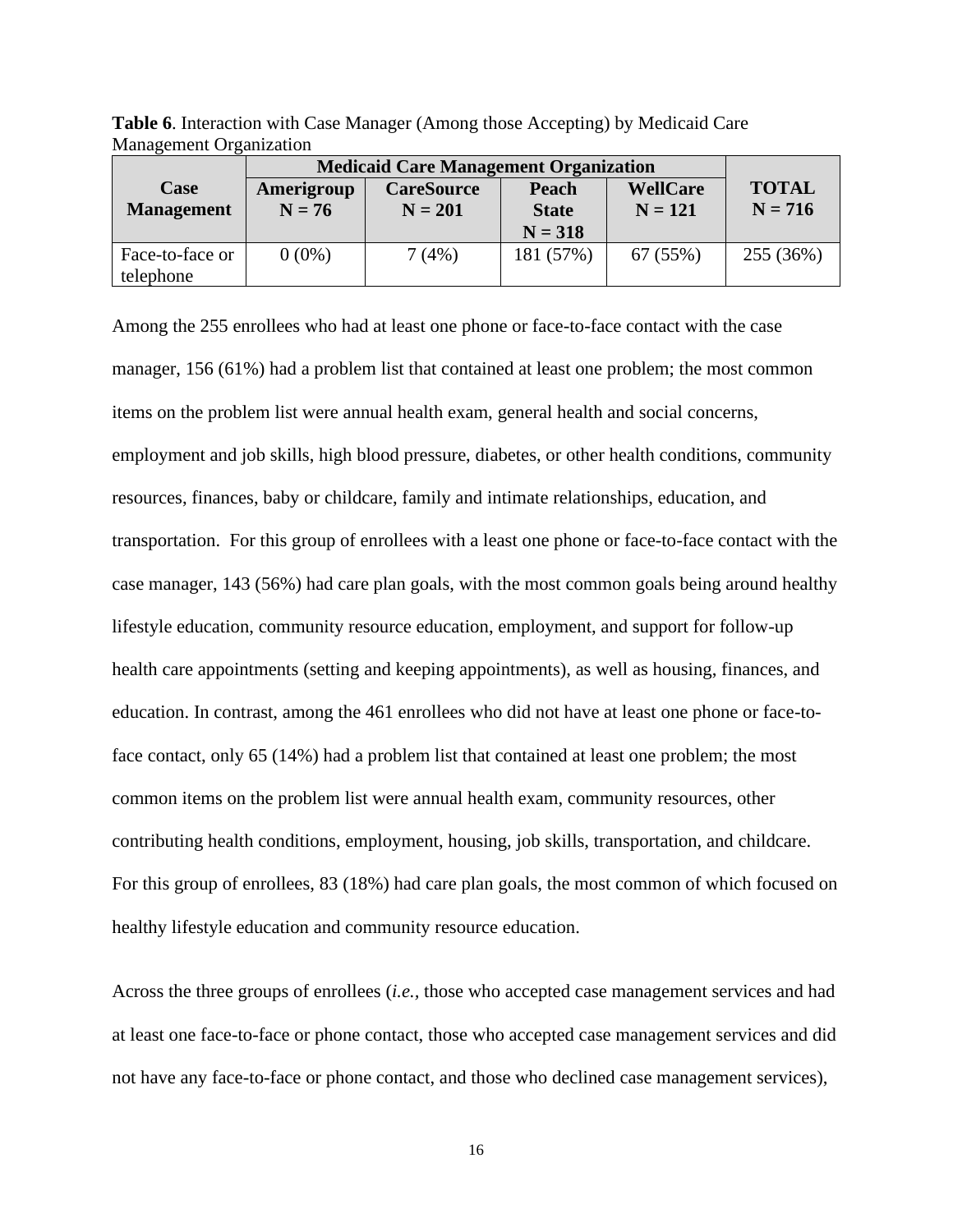**Table 6**. Interaction with Case Manager (Among those Accepting) by Medicaid Care Management Organization

| Case Management | Medicaid Care Management Organization | | | | TOTAL N = 716 |
|---|---|---|---|---|---|
| | Amerigroup N = 76 | CareSource N = 201 | Peach State N = 318 | WellCare N = 121 | |
| Face-to-face or telephone | 0 (0%) | 7 (4%) | 181 (57%) | 67 (55%) | 255 (36%) |

Among the 255 enrollees who had at least one phone or face-to-face contact with the case manager, 156 (61%) had a problem list that contained at least one problem; the most common items on the problem list were annual health exam, general health and social concerns, employment and job skills, high blood pressure, diabetes, or other health conditions, community resources, finances, baby or childcare, family and intimate relationships, education, and transportation. For this group of enrollees with a least one phone or face-to-face contact with the case manager, 143 (56%) had care plan goals, with the most common goals being around healthy lifestyle education, community resource education, employment, and support for follow-up health care appointments (setting and keeping appointments), as well as housing, finances, and education. In contrast, among the 461 enrollees who did not have at least one phone or face-to-face contact, only 65 (14%) had a problem list that contained at least one problem; the most common items on the problem list were annual health exam, community resources, other contributing health conditions, employment, housing, job skills, transportation, and childcare. For this group of enrollees, 83 (18%) had care plan goals, the most common of which focused on healthy lifestyle education and community resource education.

Across the three groups of enrollees (*i.e.*, those who accepted case management services and had at least one face-to-face or phone contact, those who accepted case management services and did not have any face-to-face or phone contact, and those who declined case management services),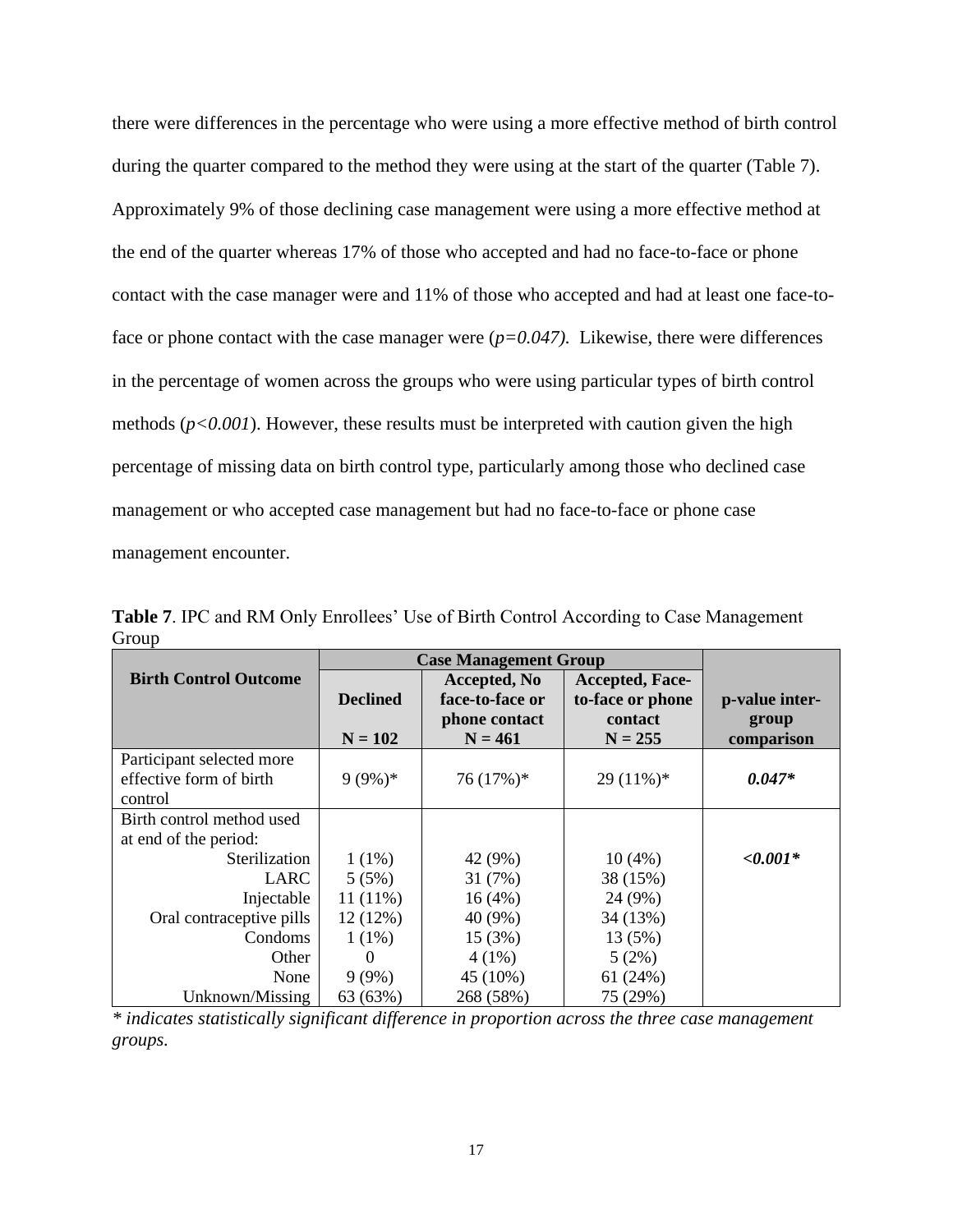there were differences in the percentage who were using a more effective method of birth control during the quarter compared to the method they were using at the start of the quarter (Table 7). Approximately 9% of those declining case management were using a more effective method at the end of the quarter whereas 17% of those who accepted and had no face-to-face or phone contact with the case manager were and 11% of those who accepted and had at least one face-to-face or phone contact with the case manager were (*$p=0.047$*). Likewise, there were differences in the percentage of women across the groups who were using particular types of birth control methods (*$p<0.001$*). However, these results must be interpreted with caution given the high percentage of missing data on birth control type, particularly among those who declined case management or who accepted case management but had no face-to-face or phone case management encounter.

**Table 7**. IPC and RM Only Enrollees' Use of Birth Control According to Case Management Group

| **Birth Control Outcome** | **Case Management Group** | | | **p-value inter-group comparison** |
|---|---|---|---|---|
| | **Declined** <br> **N = 102** | **Accepted, No face-to-face or phone contact** <br> **N = 461** | **Accepted, Face-to-face or phone contact** <br> **N = 255** | |
| Participant selected more effective form of birth control | 9 (9%)* | 76 (17%)* | 29 (11%)* | ***0.047**** |
| Birth control method used at end of the period: | | | | |
| Sterilization | 1 (1%) | 42 (9%) | 10 (4%) | ***<0.001**** |
| LARC | 5 (5%) | 31 (7%) | 38 (15%) | |
| Injectable | 11 (11%) | 16 (4%) | 24 (9%) | |
| Oral contraceptive pills | 12 (12%) | 40 (9%) | 34 (13%) | |
| Condoms | 1 (1%) | 15 (3%) | 13 (5%) | |
| Other | 0 | 4 (1%) | 5 (2%) | |
| None | 9 (9%) | 45 (10%) | 61 (24%) | |
| Unknown/Missing | 63 (63%) | 268 (58%) | 75 (29%) | |

*\* indicates statistically significant difference in proportion across the three case management groups.*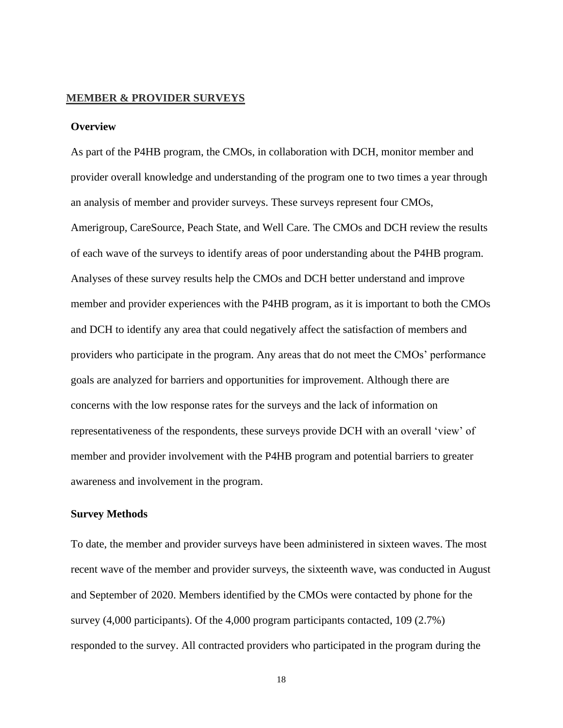## MEMBER & PROVIDER SURVEYS

### Overview

As part of the P4HB program, the CMOs, in collaboration with DCH, monitor member and provider overall knowledge and understanding of the program one to two times a year through an analysis of member and provider surveys. These surveys represent four CMOs, Amerigroup, CareSource, Peach State, and Well Care. The CMOs and DCH review the results of each wave of the surveys to identify areas of poor understanding about the P4HB program. Analyses of these survey results help the CMOs and DCH better understand and improve member and provider experiences with the P4HB program, as it is important to both the CMOs and DCH to identify any area that could negatively affect the satisfaction of members and providers who participate in the program. Any areas that do not meet the CMOs' performance goals are analyzed for barriers and opportunities for improvement. Although there are concerns with the low response rates for the surveys and the lack of information on representativeness of the respondents, these surveys provide DCH with an overall 'view' of member and provider involvement with the P4HB program and potential barriers to greater awareness and involvement in the program.

### Survey Methods

To date, the member and provider surveys have been administered in sixteen waves. The most recent wave of the member and provider surveys, the sixteenth wave, was conducted in August and September of 2020. Members identified by the CMOs were contacted by phone for the survey (4,000 participants). Of the 4,000 program participants contacted, 109 (2.7%) responded to the survey. All contracted providers who participated in the program during the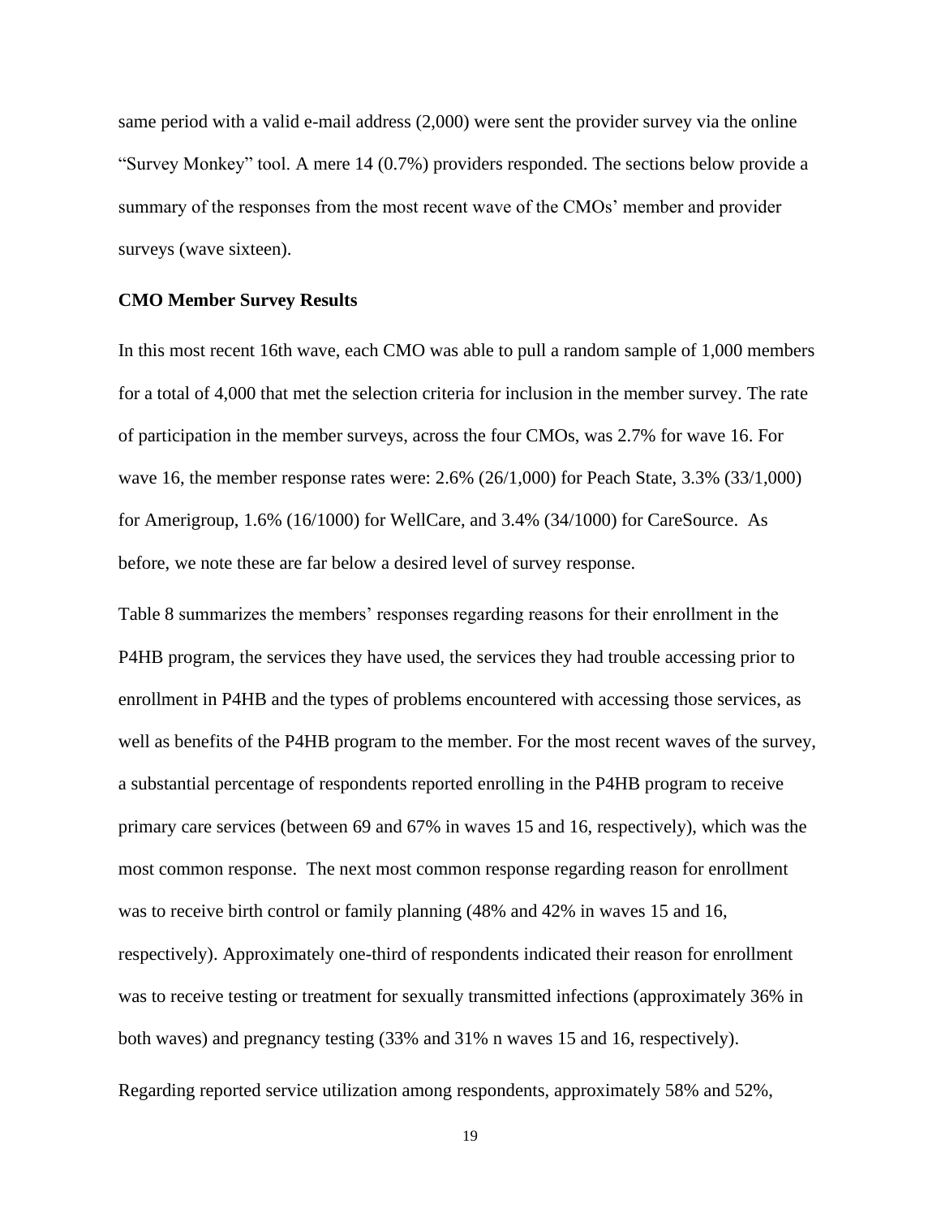same period with a valid e-mail address (2,000) were sent the provider survey via the online "Survey Monkey" tool. A mere 14 (0.7%) providers responded. The sections below provide a summary of the responses from the most recent wave of the CMOs' member and provider surveys (wave sixteen).

**CMO Member Survey Results**

In this most recent 16th wave, each CMO was able to pull a random sample of 1,000 members for a total of 4,000 that met the selection criteria for inclusion in the member survey. The rate of participation in the member surveys, across the four CMOs, was 2.7% for wave 16. For wave 16, the member response rates were: 2.6% (26/1,000) for Peach State, 3.3% (33/1,000) for Amerigroup, 1.6% (16/1000) for WellCare, and 3.4% (34/1000) for CareSource. As before, we note these are far below a desired level of survey response.

Table 8 summarizes the members' responses regarding reasons for their enrollment in the P4HB program, the services they have used, the services they had trouble accessing prior to enrollment in P4HB and the types of problems encountered with accessing those services, as well as benefits of the P4HB program to the member. For the most recent waves of the survey, a substantial percentage of respondents reported enrolling in the P4HB program to receive primary care services (between 69 and 67% in waves 15 and 16, respectively), which was the most common response. The next most common response regarding reason for enrollment was to receive birth control or family planning (48% and 42% in waves 15 and 16, respectively). Approximately one-third of respondents indicated their reason for enrollment was to receive testing or treatment for sexually transmitted infections (approximately 36% in both waves) and pregnancy testing (33% and 31% n waves 15 and 16, respectively).

Regarding reported service utilization among respondents, approximately 58% and 52%,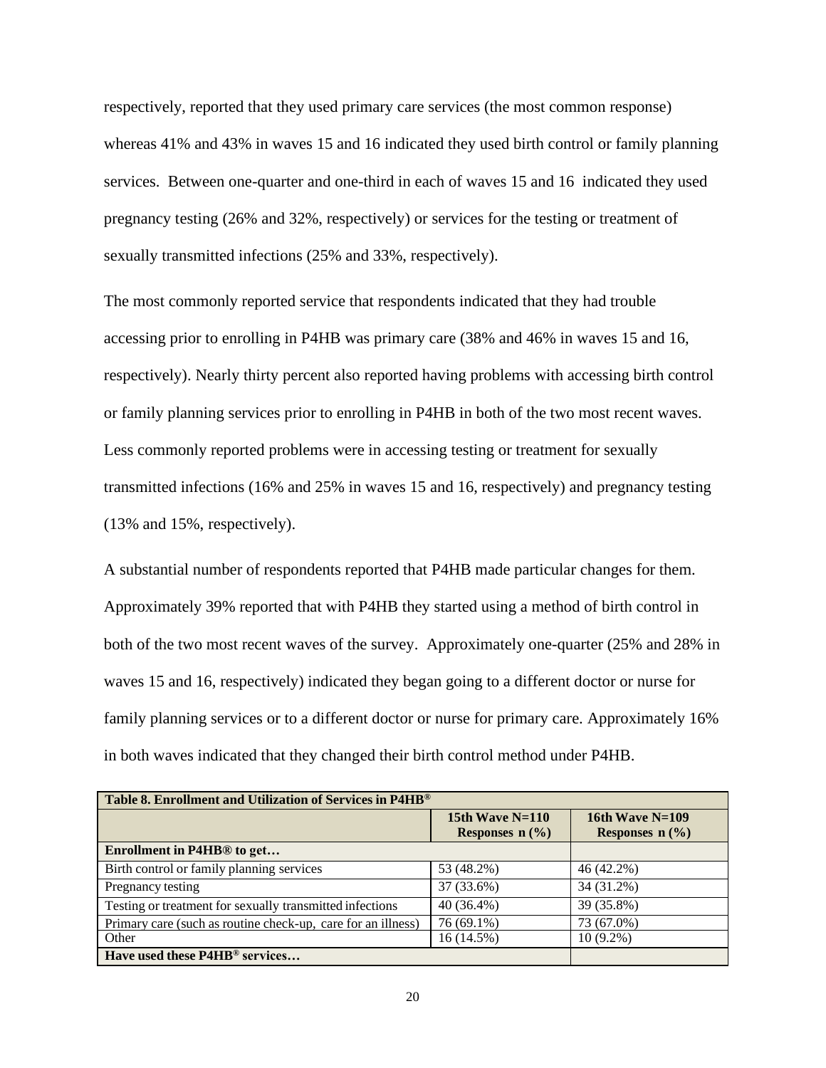respectively, reported that they used primary care services (the most common response) whereas 41% and 43% in waves 15 and 16 indicated they used birth control or family planning services. Between one-quarter and one-third in each of waves 15 and 16 indicated they used pregnancy testing (26% and 32%, respectively) or services for the testing or treatment of sexually transmitted infections (25% and 33%, respectively).

The most commonly reported service that respondents indicated that they had trouble accessing prior to enrolling in P4HB was primary care (38% and 46% in waves 15 and 16, respectively). Nearly thirty percent also reported having problems with accessing birth control or family planning services prior to enrolling in P4HB in both of the two most recent waves. Less commonly reported problems were in accessing testing or treatment for sexually transmitted infections (16% and 25% in waves 15 and 16, respectively) and pregnancy testing (13% and 15%, respectively).

A substantial number of respondents reported that P4HB made particular changes for them. Approximately 39% reported that with P4HB they started using a method of birth control in both of the two most recent waves of the survey. Approximately one-quarter (25% and 28% in waves 15 and 16, respectively) indicated they began going to a different doctor or nurse for family planning services or to a different doctor or nurse for primary care. Approximately 16% in both waves indicated that they changed their birth control method under P4HB.

| Table 8. Enrollment and Utilization of Services in P4HB® | | |
|---|---|---|
| | 15th Wave N=110 Responses n (%) | 16th Wave N=109 Responses n (%) |
| **Enrollment in P4HB® to get…** | | |
| Birth control or family planning services | 53 (48.2%) | 46 (42.2%) |
| Pregnancy testing | 37 (33.6%) | 34 (31.2%) |
| Testing or treatment for sexually transmitted infections | 40 (36.4%) | 39 (35.8%) |
| Primary care (such as routine check-up, care for an illness) | 76 (69.1%) | 73 (67.0%) |
| Other | 16 (14.5%) | 10 (9.2%) |
| **Have used these P4HB® services…** | | |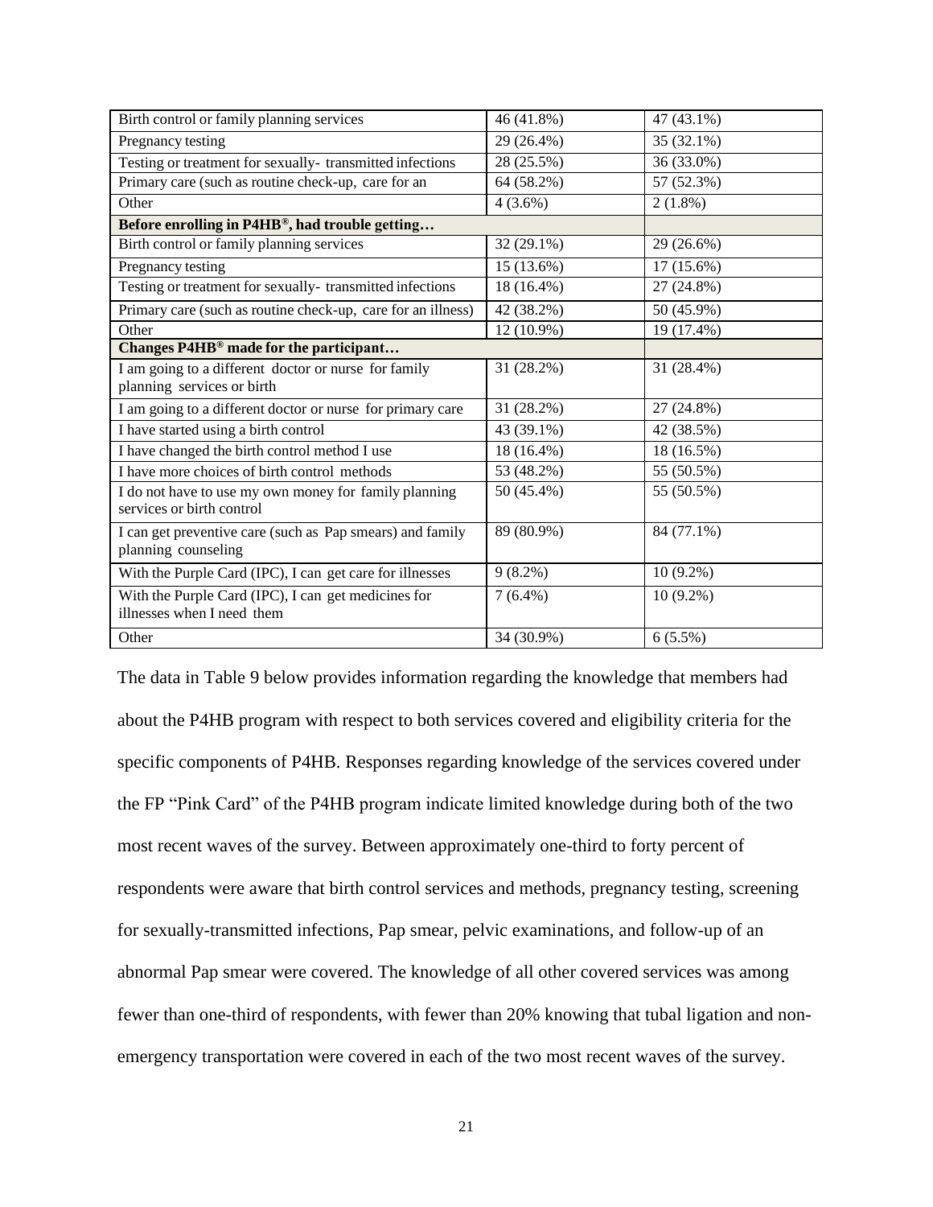| | | |
|---|---|---|
| Birth control or family planning services | 46 (41.8%) | 47 (43.1%) |
| Pregnancy testing | 29 (26.4%) | 35 (32.1%) |
| Testing or treatment for sexually- transmitted infections | 28 (25.5%) | 36 (33.0%) |
| Primary care (such as routine check-up, care for an | 64 (58.2%) | 57 (52.3%) |
| Other | 4 (3.6%) | 2 (1.8%) |
| **Before enrolling in P4HB®, had trouble getting…** | | |
| Birth control or family planning services | 32 (29.1%) | 29 (26.6%) |
| Pregnancy testing | 15 (13.6%) | 17 (15.6%) |
| Testing or treatment for sexually- transmitted infections | 18 (16.4%) | 27 (24.8%) |
| Primary care (such as routine check-up, care for an illness) | 42 (38.2%) | 50 (45.9%) |
| Other | 12 (10.9%) | 19 (17.4%) |
| **Changes P4HB® made for the participant…** | | |
| I am going to a different doctor or nurse for family planning services or birth | 31 (28.2%) | 31 (28.4%) |
| I am going to a different doctor or nurse for primary care | 31 (28.2%) | 27 (24.8%) |
| I have started using a birth control | 43 (39.1%) | 42 (38.5%) |
| I have changed the birth control method I use | 18 (16.4%) | 18 (16.5%) |
| I have more choices of birth control methods | 53 (48.2%) | 55 (50.5%) |
| I do not have to use my own money for family planning services or birth control | 50 (45.4%) | 55 (50.5%) |
| I can get preventive care (such as Pap smears) and family planning counseling | 89 (80.9%) | 84 (77.1%) |
| With the Purple Card (IPC), I can get care for illnesses | 9 (8.2%) | 10 (9.2%) |
| With the Purple Card (IPC), I can get medicines for illnesses when I need them | 7 (6.4%) | 10 (9.2%) |
| Other | 34 (30.9%) | 6 (5.5%) |

The data in Table 9 below provides information regarding the knowledge that members had about the P4HB program with respect to both services covered and eligibility criteria for the specific components of P4HB. Responses regarding knowledge of the services covered under the FP "Pink Card" of the P4HB program indicate limited knowledge during both of the two most recent waves of the survey. Between approximately one-third to forty percent of respondents were aware that birth control services and methods, pregnancy testing, screening for sexually-transmitted infections, Pap smear, pelvic examinations, and follow-up of an abnormal Pap smear were covered. The knowledge of all other covered services was among fewer than one-third of respondents, with fewer than 20% knowing that tubal ligation and non-emergency transportation were covered in each of the two most recent waves of the survey.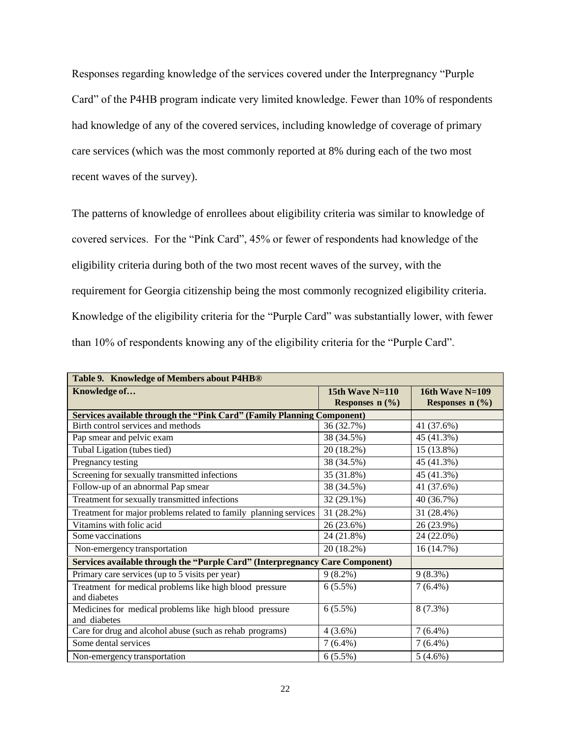Responses regarding knowledge of the services covered under the Interpregnancy "Purple Card" of the P4HB program indicate very limited knowledge. Fewer than 10% of respondents had knowledge of any of the covered services, including knowledge of coverage of primary care services (which was the most commonly reported at 8% during each of the two most recent waves of the survey).

The patterns of knowledge of enrollees about eligibility criteria was similar to knowledge of covered services. For the "Pink Card", 45% or fewer of respondents had knowledge of the eligibility criteria during both of the two most recent waves of the survey, with the requirement for Georgia citizenship being the most commonly recognized eligibility criteria. Knowledge of the eligibility criteria for the "Purple Card" was substantially lower, with fewer than 10% of respondents knowing any of the eligibility criteria for the "Purple Card".

**Table 9. Knowledge of Members about P4HB®**

| Knowledge of… | 15th Wave N=110 Responses n (%) | 16th Wave N=109 Responses n (%) |
|---|---|---|
| **Services available through the "Pink Card" (Family Planning Component)** | | |
| Birth control services and methods | 36 (32.7%) | 41 (37.6%) |
| Pap smear and pelvic exam | 38 (34.5%) | 45 (41.3%) |
| Tubal Ligation (tubes tied) | 20 (18.2%) | 15 (13.8%) |
| Pregnancy testing | 38 (34.5%) | 45 (41.3%) |
| Screening for sexually transmitted infections | 35 (31.8%) | 45 (41.3%) |
| Follow-up of an abnormal Pap smear | 38 (34.5%) | 41 (37.6%) |
| Treatment for sexually transmitted infections | 32 (29.1%) | 40 (36.7%) |
| Treatment for major problems related to family planning services | 31 (28.2%) | 31 (28.4%) |
| Vitamins with folic acid | 26 (23.6%) | 26 (23.9%) |
| Some vaccinations | 24 (21.8%) | 24 (22.0%) |
| Non-emergency transportation | 20 (18.2%) | 16 (14.7%) |
| **Services available through the "Purple Card" (Interpregnancy Care Component)** | | |
| Primary care services (up to 5 visits per year) | 9 (8.2%) | 9 (8.3%) |
| Treatment for medical problems like high blood pressure and diabetes | 6 (5.5%) | 7 (6.4%) |
| Medicines for medical problems like high blood pressure and diabetes | 6 (5.5%) | 8 (7.3%) |
| Care for drug and alcohol abuse (such as rehab programs) | 4 (3.6%) | 7 (6.4%) |
| Some dental services | 7 (6.4%) | 7 (6.4%) |
| Non-emergency transportation | 6 (5.5%) | 5 (4.6%) |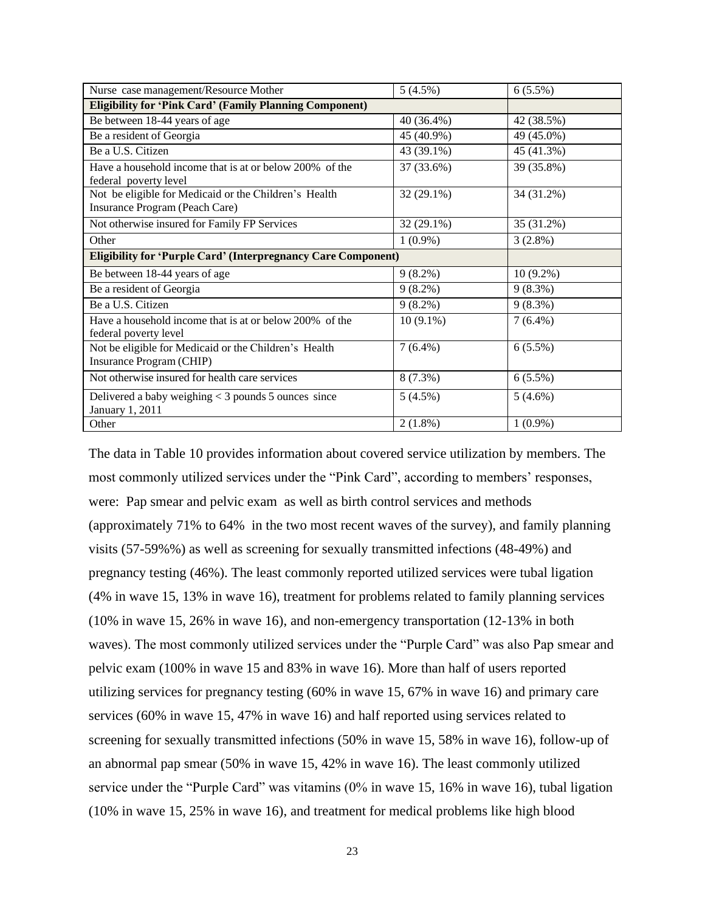| Nurse case management/Resource Mother | 5 (4.5%) | 6 (5.5%) |
|---|---|---|
| **Eligibility for 'Pink Card' (Family Planning Component)** | | |
| Be between 18-44 years of age | 40 (36.4%) | 42 (38.5%) |
| Be a resident of Georgia | 45 (40.9%) | 49 (45.0%) |
| Be a U.S. Citizen | 43 (39.1%) | 45 (41.3%) |
| Have a household income that is at or below 200% of the federal poverty level | 37 (33.6%) | 39 (35.8%) |
| Not be eligible for Medicaid or the Children's Health Insurance Program (Peach Care) | 32 (29.1%) | 34 (31.2%) |
| Not otherwise insured for Family FP Services | 32 (29.1%) | 35 (31.2%) |
| Other | 1 (0.9%) | 3 (2.8%) |
| **Eligibility for 'Purple Card' (Interpregnancy Care Component)** | | |
| Be between 18-44 years of age | 9 (8.2%) | 10 (9.2%) |
| Be a resident of Georgia | 9 (8.2%) | 9 (8.3%) |
| Be a U.S. Citizen | 9 (8.2%) | 9 (8.3%) |
| Have a household income that is at or below 200% of the federal poverty level | 10 (9.1%) | 7 (6.4%) |
| Not be eligible for Medicaid or the Children's Health Insurance Program (CHIP) | 7 (6.4%) | 6 (5.5%) |
| Not otherwise insured for health care services | 8 (7.3%) | 6 (5.5%) |
| Delivered a baby weighing < 3 pounds 5 ounces since January 1, 2011 | 5 (4.5%) | 5 (4.6%) |
| Other | 2 (1.8%) | 1 (0.9%) |

The data in Table 10 provides information about covered service utilization by members. The most commonly utilized services under the "Pink Card", according to members' responses, were: Pap smear and pelvic exam as well as birth control services and methods (approximately 71% to 64% in the two most recent waves of the survey), and family planning visits (57-59%%) as well as screening for sexually transmitted infections (48-49%) and pregnancy testing (46%). The least commonly reported utilized services were tubal ligation (4% in wave 15, 13% in wave 16), treatment for problems related to family planning services (10% in wave 15, 26% in wave 16), and non-emergency transportation (12-13% in both waves). The most commonly utilized services under the "Purple Card" was also Pap smear and pelvic exam (100% in wave 15 and 83% in wave 16). More than half of users reported utilizing services for pregnancy testing (60% in wave 15, 67% in wave 16) and primary care services (60% in wave 15, 47% in wave 16) and half reported using services related to screening for sexually transmitted infections (50% in wave 15, 58% in wave 16), follow-up of an abnormal pap smear (50% in wave 15, 42% in wave 16). The least commonly utilized service under the "Purple Card" was vitamins (0% in wave 15, 16% in wave 16), tubal ligation (10% in wave 15, 25% in wave 16), and treatment for medical problems like high blood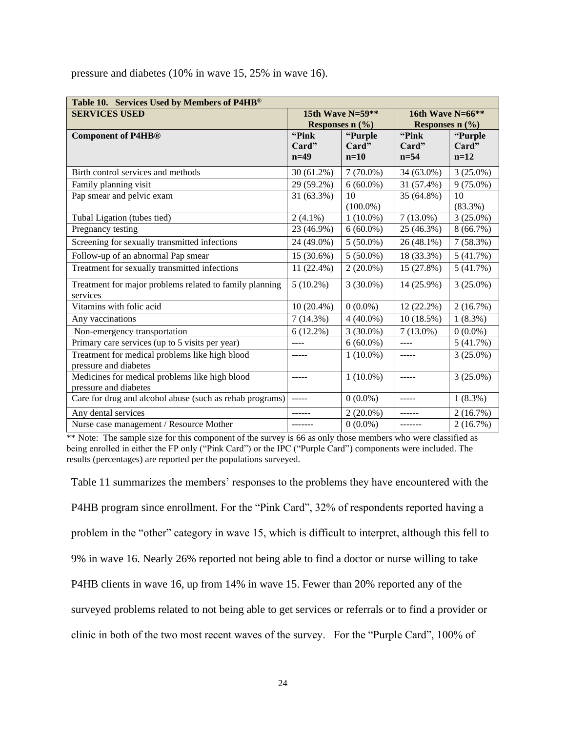pressure and diabetes (10% in wave 15, 25% in wave 16).

| Table 10. Services Used by Members of P4HB® | | | | |
|---|---|---|---|---|
| **SERVICES USED** | **15th Wave N=59\*\* Responses n (%)** | | **16th Wave N=66\*\* Responses n (%)** | |
| **Component of P4HB®** | **"Pink Card" n=49** | **"Purple Card" n=10** | **"Pink Card" n=54** | **"Purple Card" n=12** |
| Birth control services and methods | 30 (61.2%) | 7 (70.0%) | 34 (63.0%) | 3 (25.0%) |
| Family planning visit | 29 (59.2%) | 6 (60.0%) | 31 (57.4%) | 9 (75.0%) |
| Pap smear and pelvic exam | 31 (63.3%) | 10 (100.0%) | 35 (64.8%) | 10 (83.3%) |
| Tubal Ligation (tubes tied) | 2 (4.1%) | 1 (10.0%) | 7 (13.0%) | 3 (25.0%) |
| Pregnancy testing | 23 (46.9%) | 6 (60.0%) | 25 (46.3%) | 8 (66.7%) |
| Screening for sexually transmitted infections | 24 (49.0%) | 5 (50.0%) | 26 (48.1%) | 7 (58.3%) |
| Follow-up of an abnormal Pap smear | 15 (30.6%) | 5 (50.0%) | 18 (33.3%) | 5 (41.7%) |
| Treatment for sexually transmitted infections | 11 (22.4%) | 2 (20.0%) | 15 (27.8%) | 5 (41.7%) |
| Treatment for major problems related to family planning services | 5 (10.2%) | 3 (30.0%) | 14 (25.9%) | 3 (25.0%) |
| Vitamins with folic acid | 10 (20.4%) | 0 (0.0%) | 12 (22.2%) | 2 (16.7%) |
| Any vaccinations | 7 (14.3%) | 4 (40.0%) | 10 (18.5%) | 1 (8.3%) |
| Non-emergency transportation | 6 (12.2%) | 3 (30.0%) | 7 (13.0%) | 0 (0.0%) |
| Primary care services (up to 5 visits per year) | ---- | 6 (60.0%) | ---- | 5 (41.7%) |
| Treatment for medical problems like high blood pressure and diabetes | ----- | 1 (10.0%) | ----- | 3 (25.0%) |
| Medicines for medical problems like high blood pressure and diabetes | ----- | 1 (10.0%) | ----- | 3 (25.0%) |
| Care for drug and alcohol abuse (such as rehab programs) | ----- | 0 (0.0%) | ----- | 1 (8.3%) |
| Any dental services | ------ | 2 (20.0%) | ------ | 2 (16.7%) |
| Nurse case management / Resource Mother | ------- | 0 (0.0%) | ------- | 2 (16.7%) |

** Note: The sample size for this component of the survey is 66 as only those members who were classified as being enrolled in either the FP only ("Pink Card") or the IPC ("Purple Card") components were included. The results (percentages) are reported per the populations surveyed.

Table 11 summarizes the members' responses to the problems they have encountered with the P4HB program since enrollment. For the "Pink Card", 32% of respondents reported having a problem in the "other" category in wave 15, which is difficult to interpret, although this fell to 9% in wave 16. Nearly 26% reported not being able to find a doctor or nurse willing to take P4HB clients in wave 16, up from 14% in wave 15. Fewer than 20% reported any of the surveyed problems related to not being able to get services or referrals or to find a provider or clinic in both of the two most recent waves of the survey. For the "Purple Card", 100% of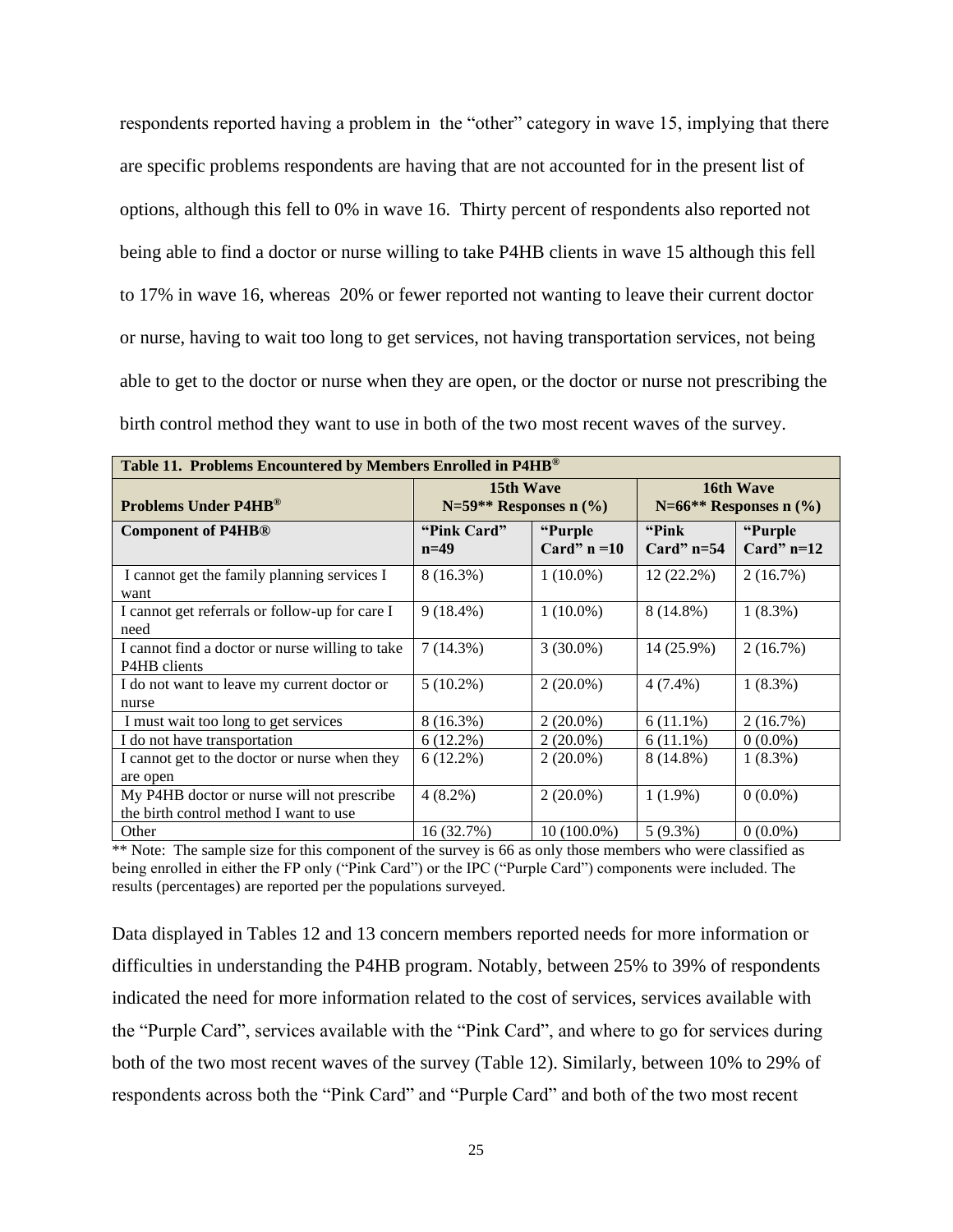respondents reported having a problem in the "other" category in wave 15, implying that there are specific problems respondents are having that are not accounted for in the present list of options, although this fell to 0% in wave 16. Thirty percent of respondents also reported not being able to find a doctor or nurse willing to take P4HB clients in wave 15 although this fell to 17% in wave 16, whereas 20% or fewer reported not wanting to leave their current doctor or nurse, having to wait too long to get services, not having transportation services, not being able to get to the doctor or nurse when they are open, or the doctor or nurse not prescribing the birth control method they want to use in both of the two most recent waves of the survey.

**Table 11. Problems Encountered by Members Enrolled in P4HB®**

| Problems Under P4HB® | 15th Wave N=59** Responses n (%) | | 16th Wave N=66** Responses n (%) | |
|---|---|---|---|---|
| **Component of P4HB®** | **"Pink Card" n=49** | **"Purple Card" n =10** | **"Pink Card" n=54** | **"Purple Card" n=12** |
| I cannot get the family planning services I want | 8 (16.3%) | 1 (10.0%) | 12 (22.2%) | 2 (16.7%) |
| I cannot get referrals or follow-up for care I need | 9 (18.4%) | 1 (10.0%) | 8 (14.8%) | 1 (8.3%) |
| I cannot find a doctor or nurse willing to take P4HB clients | 7 (14.3%) | 3 (30.0%) | 14 (25.9%) | 2 (16.7%) |
| I do not want to leave my current doctor or nurse | 5 (10.2%) | 2 (20.0%) | 4 (7.4%) | 1 (8.3%) |
| I must wait too long to get services | 8 (16.3%) | 2 (20.0%) | 6 (11.1%) | 2 (16.7%) |
| I do not have transportation | 6 (12.2%) | 2 (20.0%) | 6 (11.1%) | 0 (0.0%) |
| I cannot get to the doctor or nurse when they are open | 6 (12.2%) | 2 (20.0%) | 8 (14.8%) | 1 (8.3%) |
| My P4HB doctor or nurse will not prescribe the birth control method I want to use | 4 (8.2%) | 2 (20.0%) | 1 (1.9%) | 0 (0.0%) |
| Other | 16 (32.7%) | 10 (100.0%) | 5 (9.3%) | 0 (0.0%) |

** Note: The sample size for this component of the survey is 66 as only those members who were classified as being enrolled in either the FP only ("Pink Card") or the IPC ("Purple Card") components were included. The results (percentages) are reported per the populations surveyed.

Data displayed in Tables 12 and 13 concern members reported needs for more information or difficulties in understanding the P4HB program. Notably, between 25% to 39% of respondents indicated the need for more information related to the cost of services, services available with the "Purple Card", services available with the "Pink Card", and where to go for services during both of the two most recent waves of the survey (Table 12). Similarly, between 10% to 29% of respondents across both the "Pink Card" and "Purple Card" and both of the two most recent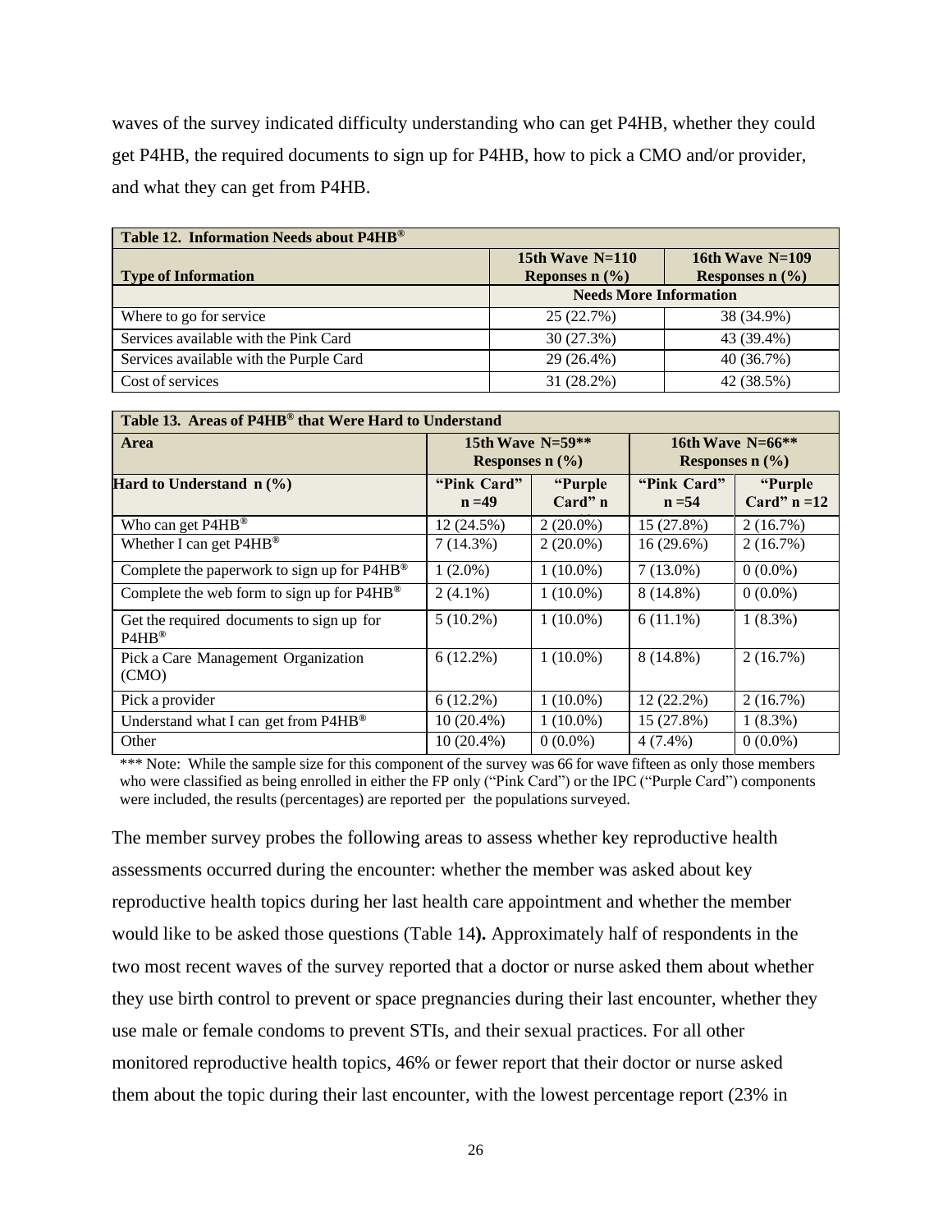waves of the survey indicated difficulty understanding who can get P4HB, whether they could get P4HB, the required documents to sign up for P4HB, how to pick a CMO and/or provider, and what they can get from P4HB.

| **Table 12. Information Needs about P4HB®** | | |
|---|---|---|
| **Type of Information** | **15th Wave N=110 Reponses n (%)** | **16th Wave N=109 Responses n (%)** |
| | **Needs More Information** | |
| Where to go for service | 25 (22.7%) | 38 (34.9%) |
| Services available with the Pink Card | 30 (27.3%) | 43 (39.4%) |
| Services available with the Purple Card | 29 (26.4%) | 40 (36.7%) |
| Cost of services | 31 (28.2%) | 42 (38.5%) |

| **Table 13. Areas of P4HB® that Were Hard to Understand** | | | | |
|---|---|---|---|---|
| **Area** | **15th Wave N=59\*\* Responses n (%)** | | **16th Wave N=66\*\* Responses n (%)** | |
| **Hard to Understand n (%)** | **"Pink Card" n =49** | **"Purple Card" n** | **"Pink Card" n =54** | **"Purple Card" n =12** |
| Who can get P4HB® | 12 (24.5%) | 2 (20.0%) | 15 (27.8%) | 2 (16.7%) |
| Whether I can get P4HB® | 7 (14.3%) | 2 (20.0%) | 16 (29.6%) | 2 (16.7%) |
| Complete the paperwork to sign up for P4HB® | 1 (2.0%) | 1 (10.0%) | 7 (13.0%) | 0 (0.0%) |
| Complete the web form to sign up for P4HB® | 2 (4.1%) | 1 (10.0%) | 8 (14.8%) | 0 (0.0%) |
| Get the required documents to sign up for P4HB® | 5 (10.2%) | 1 (10.0%) | 6 (11.1%) | 1 (8.3%) |
| Pick a Care Management Organization (CMO) | 6 (12.2%) | 1 (10.0%) | 8 (14.8%) | 2 (16.7%) |
| Pick a provider | 6 (12.2%) | 1 (10.0%) | 12 (22.2%) | 2 (16.7%) |
| Understand what I can get from P4HB® | 10 (20.4%) | 1 (10.0%) | 15 (27.8%) | 1 (8.3%) |
| Other | 10 (20.4%) | 0 (0.0%) | 4 (7.4%) | 0 (0.0%) |

\*\*\* Note: While the sample size for this component of the survey was 66 for wave fifteen as only those members who were classified as being enrolled in either the FP only ("Pink Card") or the IPC ("Purple Card") components were included, the results (percentages) are reported per the populations surveyed.

The member survey probes the following areas to assess whether key reproductive health assessments occurred during the encounter: whether the member was asked about key reproductive health topics during her last health care appointment and whether the member would like to be asked those questions (Table 14**).** Approximately half of respondents in the two most recent waves of the survey reported that a doctor or nurse asked them about whether they use birth control to prevent or space pregnancies during their last encounter, whether they use male or female condoms to prevent STIs, and their sexual practices. For all other monitored reproductive health topics, 46% or fewer report that their doctor or nurse asked them about the topic during their last encounter, with the lowest percentage report (23% in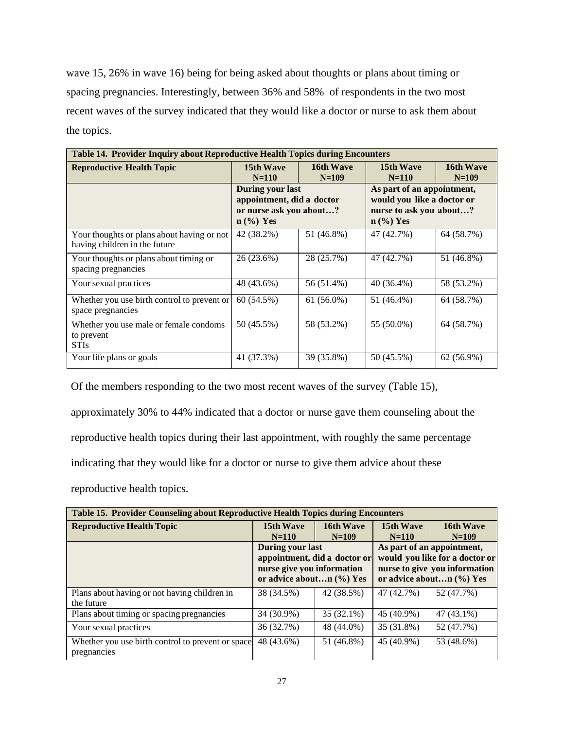wave 15, 26% in wave 16) being for being asked about thoughts or plans about timing or spacing pregnancies. Interestingly, between 36% and 58% of respondents in the two most recent waves of the survey indicated that they would like a doctor or nurse to ask them about the topics.

**Table 14. Provider Inquiry about Reproductive Health Topics during Encounters**

| Reproductive Health Topic | 15th Wave N=110 | 16th Wave N=109 | 15th Wave N=110 | 16th Wave N=109 |
|---|---|---|---|---|
| | During your last appointment, did a doctor or nurse ask you about…? n (%) Yes | | As part of an appointment, would you like a doctor or nurse to ask you about…? n (%) Yes | |
| Your thoughts or plans about having or not having children in the future | 42 (38.2%) | 51 (46.8%) | 47 (42.7%) | 64 (58.7%) |
| Your thoughts or plans about timing or spacing pregnancies | 26 (23.6%) | 28 (25.7%) | 47 (42.7%) | 51 (46.8%) |
| Your sexual practices | 48 (43.6%) | 56 (51.4%) | 40 (36.4%) | 58 (53.2%) |
| Whether you use birth control to prevent or space pregnancies | 60 (54.5%) | 61 (56.0%) | 51 (46.4%) | 64 (58.7%) |
| Whether you use male or female condoms to prevent STIs | 50 (45.5%) | 58 (53.2%) | 55 (50.0%) | 64 (58.7%) |
| Your life plans or goals | 41 (37.3%) | 39 (35.8%) | 50 (45.5%) | 62 (56.9%) |

Of the members responding to the two most recent waves of the survey (Table 15), approximately 30% to 44% indicated that a doctor or nurse gave them counseling about the reproductive health topics during their last appointment, with roughly the same percentage indicating that they would like for a doctor or nurse to give them advice about these reproductive health topics.

**Table 15. Provider Counseling about Reproductive Health Topics during Encounters**

| Reproductive Health Topic | 15th Wave N=110 | 16th Wave N=109 | 15th Wave N=110 | 16th Wave N=109 |
|---|---|---|---|---|
| | During your last appointment, did a doctor or nurse give you information or advice about…n (%) Yes | | As part of an appointment, would you like for a doctor or nurse to give you information or advice about…n (%) Yes | |
| Plans about having or not having children in the future | 38 (34.5%) | 42 (38.5%) | 47 (42.7%) | 52 (47.7%) |
| Plans about timing or spacing pregnancies | 34 (30.9%) | 35 (32.1%) | 45 (40.9%) | 47 (43.1%) |
| Your sexual practices | 36 (32.7%) | 48 (44.0%) | 35 (31.8%) | 52 (47.7%) |
| Whether you use birth control to prevent or space pregnancies | 48 (43.6%) | 51 (46.8%) | 45 (40.9%) | 53 (48.6%) |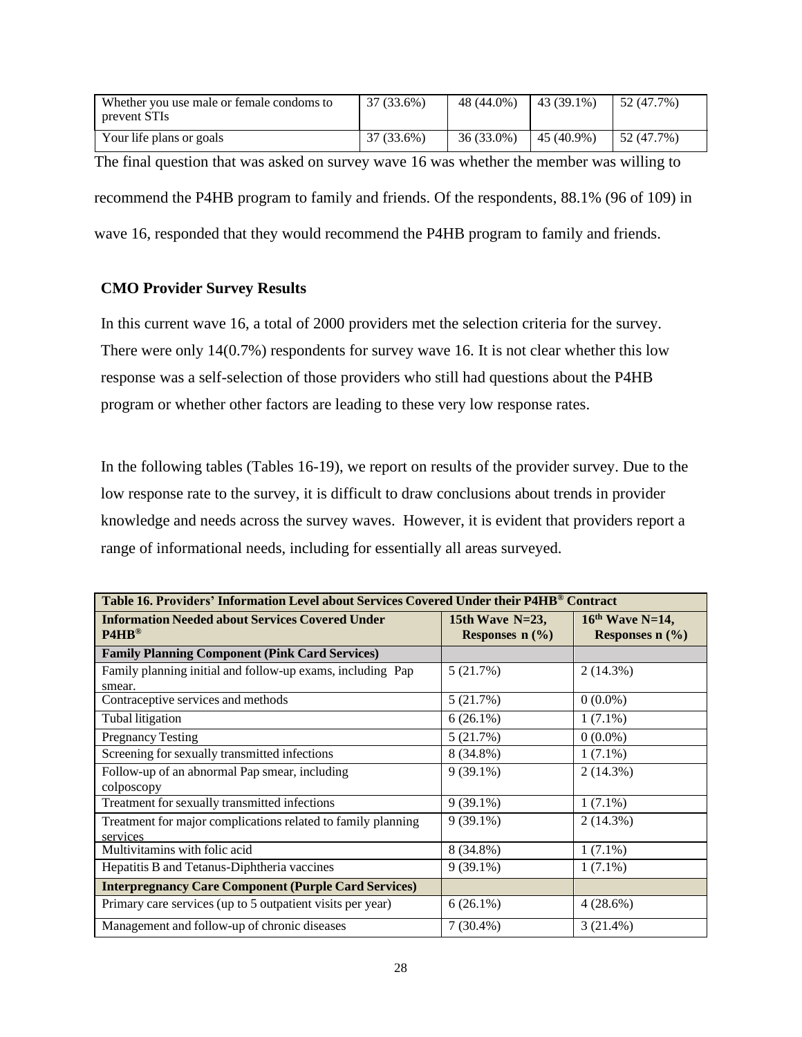| Whether you use male or female condoms to prevent STIs | 37 (33.6%) | 48 (44.0%) | 43 (39.1%) | 52 (47.7%) |
|---|---|---|---|---|
| Your life plans or goals | 37 (33.6%) | 36 (33.0%) | 45 (40.9%) | 52 (47.7%) |

The final question that was asked on survey wave 16 was whether the member was willing to recommend the P4HB program to family and friends. Of the respondents, 88.1% (96 of 109) in wave 16, responded that they would recommend the P4HB program to family and friends.

### CMO Provider Survey Results

In this current wave 16, a total of 2000 providers met the selection criteria for the survey. There were only 14(0.7%) respondents for survey wave 16. It is not clear whether this low response was a self-selection of those providers who still had questions about the P4HB program or whether other factors are leading to these very low response rates.

In the following tables (Tables 16-19), we report on results of the provider survey. Due to the low response rate to the survey, it is difficult to draw conclusions about trends in provider knowledge and needs across the survey waves. However, it is evident that providers report a range of informational needs, including for essentially all areas surveyed.

**Table 16. Providers' Information Level about Services Covered Under their P4HB® Contract**

| Information Needed about Services Covered Under P4HB® | 15th Wave N=23, Responses n (%) | 16th Wave N=14, Responses n (%) |
|---|---|---|
| **Family Planning Component (Pink Card Services)** | | |
| Family planning initial and follow-up exams, including Pap smear. | 5 (21.7%) | 2 (14.3%) |
| Contraceptive services and methods | 5 (21.7%) | 0 (0.0%) |
| Tubal litigation | 6 (26.1%) | 1 (7.1%) |
| Pregnancy Testing | 5 (21.7%) | 0 (0.0%) |
| Screening for sexually transmitted infections | 8 (34.8%) | 1 (7.1%) |
| Follow-up of an abnormal Pap smear, including colposcopy | 9 (39.1%) | 2 (14.3%) |
| Treatment for sexually transmitted infections | 9 (39.1%) | 1 (7.1%) |
| Treatment for major complications related to family planning services | 9 (39.1%) | 2 (14.3%) |
| Multivitamins with folic acid | 8 (34.8%) | 1 (7.1%) |
| Hepatitis B and Tetanus-Diphtheria vaccines | 9 (39.1%) | 1 (7.1%) |
| **Interpregnancy Care Component (Purple Card Services)** | | |
| Primary care services (up to 5 outpatient visits per year) | 6 (26.1%) | 4 (28.6%) |
| Management and follow-up of chronic diseases | 7 (30.4%) | 3 (21.4%) |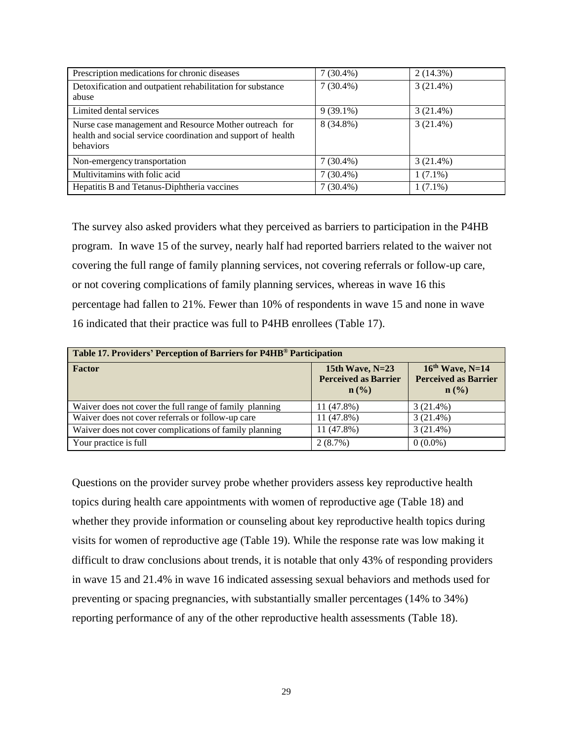| Prescription medications for chronic diseases | 7 (30.4%) | 2 (14.3%) |
|---|---|---|
| Detoxification and outpatient rehabilitation for substance abuse | 7 (30.4%) | 3 (21.4%) |
| Limited dental services | 9 (39.1%) | 3 (21.4%) |
| Nurse case management and Resource Mother outreach for health and social service coordination and support of health behaviors | 8 (34.8%) | 3 (21.4%) |
| Non-emergency transportation | 7 (30.4%) | 3 (21.4%) |
| Multivitamins with folic acid | 7 (30.4%) | 1 (7.1%) |
| Hepatitis B and Tetanus-Diphtheria vaccines | 7 (30.4%) | 1 (7.1%) |

The survey also asked providers what they perceived as barriers to participation in the P4HB program. In wave 15 of the survey, nearly half had reported barriers related to the waiver not covering the full range of family planning services, not covering referrals or follow-up care, or not covering complications of family planning services, whereas in wave 16 this percentage had fallen to 21%. Fewer than 10% of respondents in wave 15 and none in wave 16 indicated that their practice was full to P4HB enrollees (Table 17).

**Table 17. Providers' Perception of Barriers for P4HB® Participation**

| Factor | 15th Wave, N=23 Perceived as Barrier n (%) | 16th Wave, N=14 Perceived as Barrier n (%) |
|---|---|---|
| Waiver does not cover the full range of family planning | 11 (47.8%) | 3 (21.4%) |
| Waiver does not cover referrals or follow-up care | 11 (47.8%) | 3 (21.4%) |
| Waiver does not cover complications of family planning | 11 (47.8%) | 3 (21.4%) |
| Your practice is full | 2 (8.7%) | 0 (0.0%) |

Questions on the provider survey probe whether providers assess key reproductive health topics during health care appointments with women of reproductive age (Table 18) and whether they provide information or counseling about key reproductive health topics during visits for women of reproductive age (Table 19). While the response rate was low making it difficult to draw conclusions about trends, it is notable that only 43% of responding providers in wave 15 and 21.4% in wave 16 indicated assessing sexual behaviors and methods used for preventing or spacing pregnancies, with substantially smaller percentages (14% to 34%) reporting performance of any of the other reproductive health assessments (Table 18).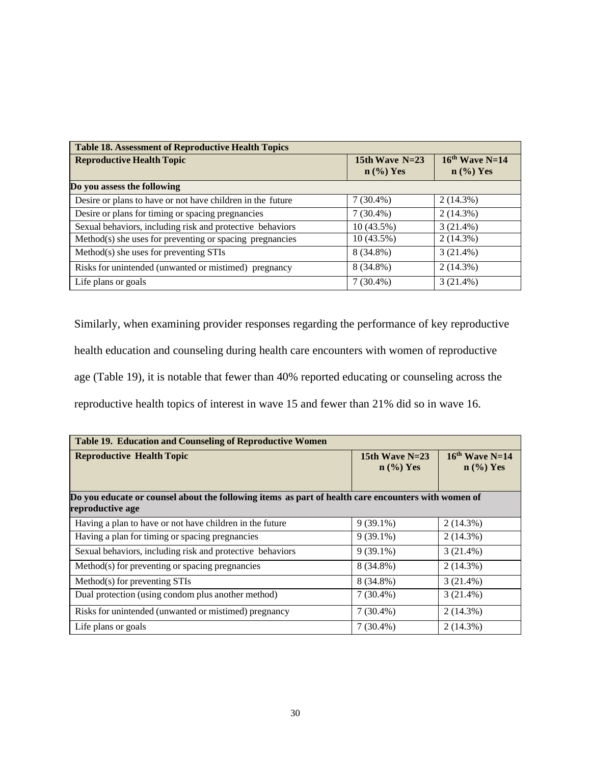| Table 18. Assessment of Reproductive Health Topics | | |
|---|---|---|
| **Reproductive Health Topic** | **15th Wave N=23 n (%) Yes** | **16th Wave N=14 n (%) Yes** |
| **Do you assess the following** | | |
| Desire or plans to have or not have children in the future | 7 (30.4%) | 2 (14.3%) |
| Desire or plans for timing or spacing pregnancies | 7 (30.4%) | 2 (14.3%) |
| Sexual behaviors, including risk and protective behaviors | 10 (43.5%) | 3 (21.4%) |
| Method(s) she uses for preventing or spacing pregnancies | 10 (43.5%) | 2 (14.3%) |
| Method(s) she uses for preventing STIs | 8 (34.8%) | 3 (21.4%) |
| Risks for unintended (unwanted or mistimed) pregnancy | 8 (34.8%) | 2 (14.3%) |
| Life plans or goals | 7 (30.4%) | 3 (21.4%) |

Similarly, when examining provider responses regarding the performance of key reproductive health education and counseling during health care encounters with women of reproductive age (Table 19), it is notable that fewer than 40% reported educating or counseling across the reproductive health topics of interest in wave 15 and fewer than 21% did so in wave 16.

| Table 19. Education and Counseling of Reproductive Women | | |
|---|---|---|
| **Reproductive Health Topic** | **15th Wave N=23 n (%) Yes** | **16th Wave N=14 n (%) Yes** |
| **Do you educate or counsel about the following items as part of health care encounters with women of reproductive age** | | |
| Having a plan to have or not have children in the future | 9 (39.1%) | 2 (14.3%) |
| Having a plan for timing or spacing pregnancies | 9 (39.1%) | 2 (14.3%) |
| Sexual behaviors, including risk and protective behaviors | 9 (39.1%) | 3 (21.4%) |
| Method(s) for preventing or spacing pregnancies | 8 (34.8%) | 2 (14.3%) |
| Method(s) for preventing STIs | 8 (34.8%) | 3 (21.4%) |
| Dual protection (using condom plus another method) | 7 (30.4%) | 3 (21.4%) |
| Risks for unintended (unwanted or mistimed) pregnancy | 7 (30.4%) | 2 (14.3%) |
| Life plans or goals | 7 (30.4%) | 2 (14.3%) |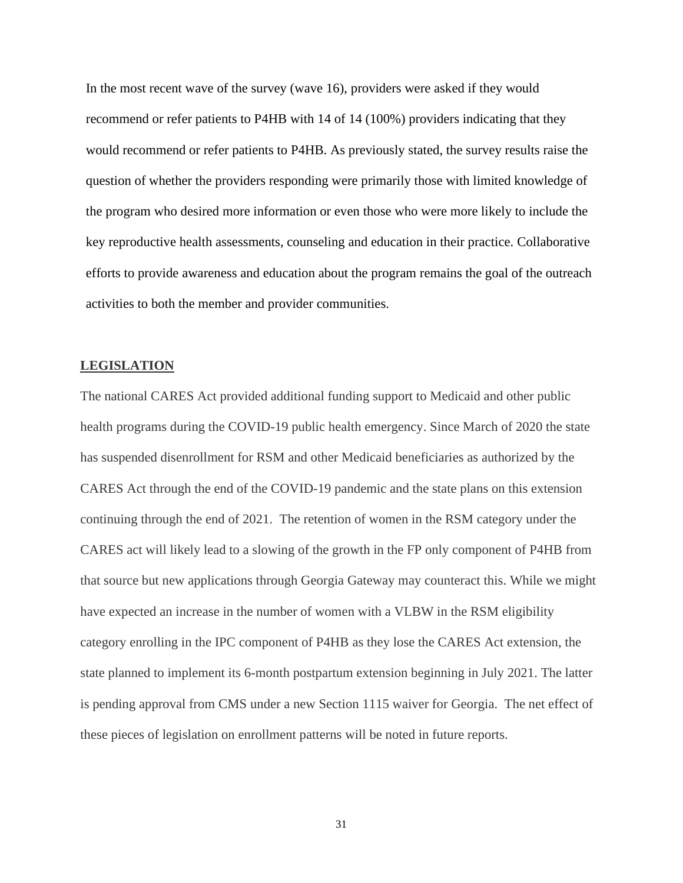In the most recent wave of the survey (wave 16), providers were asked if they would recommend or refer patients to P4HB with 14 of 14 (100%) providers indicating that they would recommend or refer patients to P4HB. As previously stated, the survey results raise the question of whether the providers responding were primarily those with limited knowledge of the program who desired more information or even those who were more likely to include the key reproductive health assessments, counseling and education in their practice. Collaborative efforts to provide awareness and education about the program remains the goal of the outreach activities to both the member and provider communities.

## LEGISLATION

The national CARES Act provided additional funding support to Medicaid and other public health programs during the COVID-19 public health emergency. Since March of 2020 the state has suspended disenrollment for RSM and other Medicaid beneficiaries as authorized by the CARES Act through the end of the COVID-19 pandemic and the state plans on this extension continuing through the end of 2021. The retention of women in the RSM category under the CARES act will likely lead to a slowing of the growth in the FP only component of P4HB from that source but new applications through Georgia Gateway may counteract this. While we might have expected an increase in the number of women with a VLBW in the RSM eligibility category enrolling in the IPC component of P4HB as they lose the CARES Act extension, the state planned to implement its 6-month postpartum extension beginning in July 2021. The latter is pending approval from CMS under a new Section 1115 waiver for Georgia. The net effect of these pieces of legislation on enrollment patterns will be noted in future reports.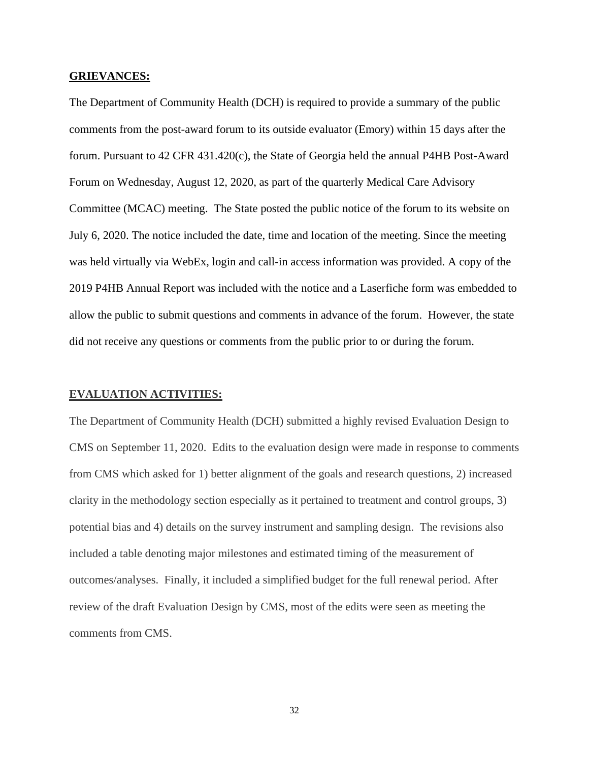**GRIEVANCES:**

The Department of Community Health (DCH) is required to provide a summary of the public comments from the post-award forum to its outside evaluator (Emory) within 15 days after the forum. Pursuant to 42 CFR 431.420(c), the State of Georgia held the annual P4HB Post-Award Forum on Wednesday, August 12, 2020, as part of the quarterly Medical Care Advisory Committee (MCAC) meeting. The State posted the public notice of the forum to its website on July 6, 2020. The notice included the date, time and location of the meeting. Since the meeting was held virtually via WebEx, login and call-in access information was provided. A copy of the 2019 P4HB Annual Report was included with the notice and a Laserfiche form was embedded to allow the public to submit questions and comments in advance of the forum. However, the state did not receive any questions or comments from the public prior to or during the forum.

**EVALUATION ACTIVITIES:**

The Department of Community Health (DCH) submitted a highly revised Evaluation Design to CMS on September 11, 2020. Edits to the evaluation design were made in response to comments from CMS which asked for 1) better alignment of the goals and research questions, 2) increased clarity in the methodology section especially as it pertained to treatment and control groups, 3) potential bias and 4) details on the survey instrument and sampling design. The revisions also included a table denoting major milestones and estimated timing of the measurement of outcomes/analyses. Finally, it included a simplified budget for the full renewal period. After review of the draft Evaluation Design by CMS, most of the edits were seen as meeting the comments from CMS.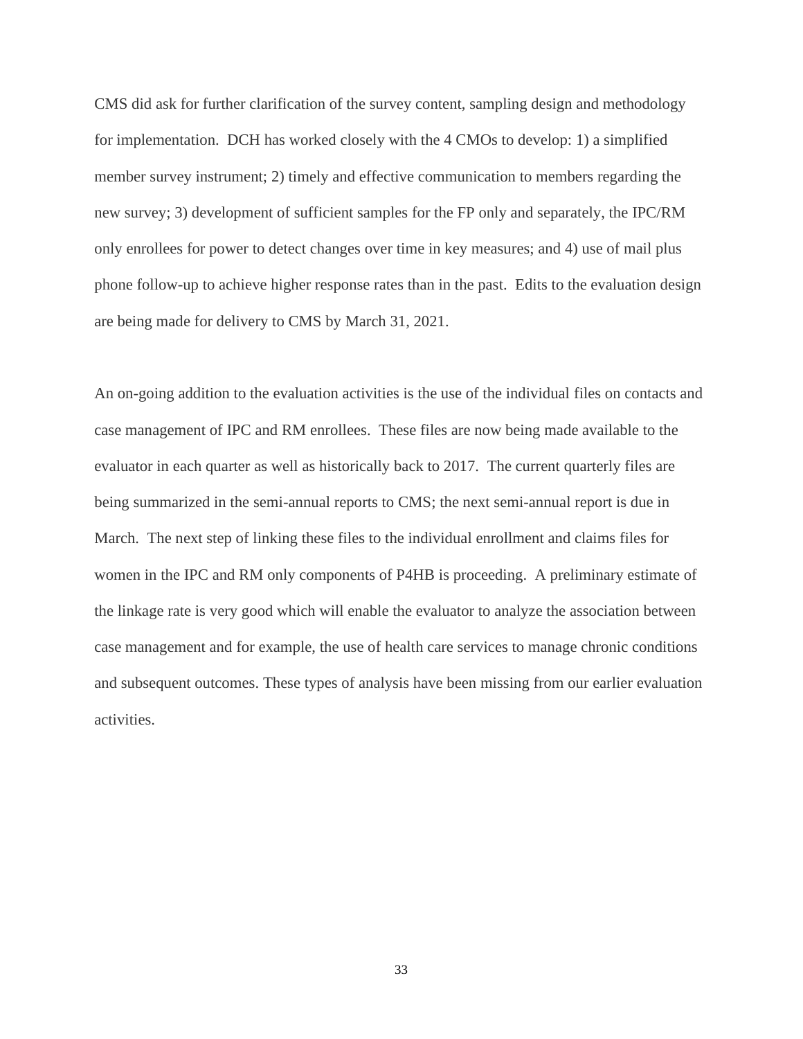CMS did ask for further clarification of the survey content, sampling design and methodology for implementation. DCH has worked closely with the 4 CMOs to develop: 1) a simplified member survey instrument; 2) timely and effective communication to members regarding the new survey; 3) development of sufficient samples for the FP only and separately, the IPC/RM only enrollees for power to detect changes over time in key measures; and 4) use of mail plus phone follow-up to achieve higher response rates than in the past. Edits to the evaluation design are being made for delivery to CMS by March 31, 2021.

An on-going addition to the evaluation activities is the use of the individual files on contacts and case management of IPC and RM enrollees. These files are now being made available to the evaluator in each quarter as well as historically back to 2017. The current quarterly files are being summarized in the semi-annual reports to CMS; the next semi-annual report is due in March. The next step of linking these files to the individual enrollment and claims files for women in the IPC and RM only components of P4HB is proceeding. A preliminary estimate of the linkage rate is very good which will enable the evaluator to analyze the association between case management and for example, the use of health care services to manage chronic conditions and subsequent outcomes. These types of analysis have been missing from our earlier evaluation activities.